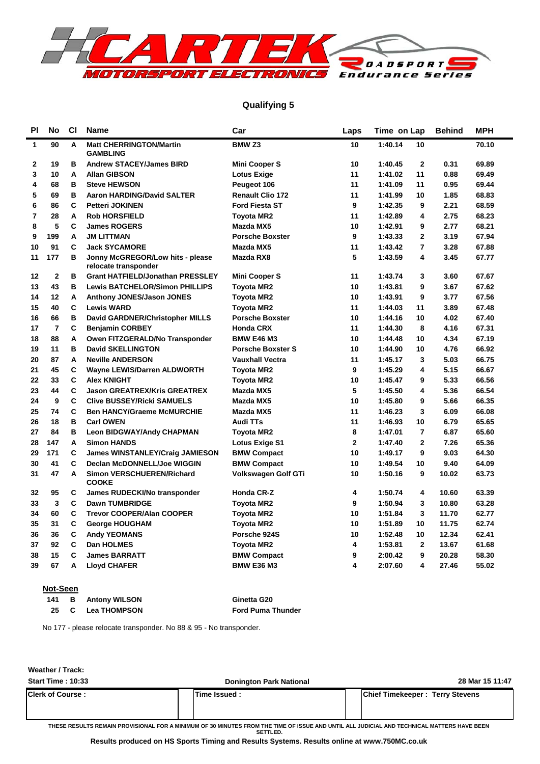## Qualifying 5

| Pl | No | Cl | Name | Car | Laps | Time | on Lap | Behind | MPH |
|---|---|---|---|---|---|---|---|---|---|
| 1 | 90 | A | Matt CHERRINGTON/Martin GAMBLING | BMW Z3 | 10 | 1:40.14 | 10 | | 70.10 |
| 2 | 19 | B | Andrew STACEY/James BIRD | Mini Cooper S | 10 | 1:40.45 | 2 | 0.31 | 69.89 |
| 3 | 10 | A | Allan GIBSON | Lotus Exige | 11 | 1:41.02 | 11 | 0.88 | 69.49 |
| 4 | 68 | B | Steve HEWSON | Peugeot 106 | 11 | 1:41.09 | 11 | 0.95 | 69.44 |
| 5 | 69 | B | Aaron HARDING/David SALTER | Renault Clio 172 | 11 | 1:41.99 | 10 | 1.85 | 68.83 |
| 6 | 86 | C | Petteri JOKINEN | Ford Fiesta ST | 9 | 1:42.35 | 9 | 2.21 | 68.59 |
| 7 | 28 | A | Rob HORSFIELD | Toyota MR2 | 11 | 1:42.89 | 4 | 2.75 | 68.23 |
| 8 | 5 | C | James ROGERS | Mazda MX5 | 10 | 1:42.91 | 9 | 2.77 | 68.21 |
| 9 | 199 | A | JM LITTMAN | Porsche Boxster | 9 | 1:43.33 | 2 | 3.19 | 67.94 |
| 10 | 91 | C | Jack SYCAMORE | Mazda MX5 | 11 | 1:43.42 | 7 | 3.28 | 67.88 |
| 11 | 177 | B | Jonny McGREGOR/Low hits - please relocate transponder | Mazda RX8 | 5 | 1:43.59 | 4 | 3.45 | 67.77 |
| 12 | 2 | B | Grant HATFIELD/Jonathan PRESSLEY | Mini Cooper S | 11 | 1:43.74 | 3 | 3.60 | 67.67 |
| 13 | 43 | B | Lewis BATCHELOR/Simon PHILLIPS | Toyota MR2 | 10 | 1:43.81 | 9 | 3.67 | 67.62 |
| 14 | 12 | A | Anthony JONES/Jason JONES | Toyota MR2 | 10 | 1:43.91 | 9 | 3.77 | 67.56 |
| 15 | 40 | C | Lewis WARD | Toyota MR2 | 11 | 1:44.03 | 11 | 3.89 | 67.48 |
| 16 | 66 | B | David GARDNER/Christopher MILLS | Porsche Boxster | 10 | 1:44.16 | 10 | 4.02 | 67.40 |
| 17 | 7 | C | Benjamin CORBEY | Honda CRX | 11 | 1:44.30 | 8 | 4.16 | 67.31 |
| 18 | 88 | A | Owen FITZGERALD/No Transponder | BMW E46 M3 | 10 | 1:44.48 | 10 | 4.34 | 67.19 |
| 19 | 11 | B | David SKELLINGTON | Porsche Boxster S | 10 | 1:44.90 | 10 | 4.76 | 66.92 |
| 20 | 87 | A | Neville ANDERSON | Vauxhall Vectra | 11 | 1:45.17 | 3 | 5.03 | 66.75 |
| 21 | 45 | C | Wayne LEWIS/Darren ALDWORTH | Toyota MR2 | 9 | 1:45.29 | 4 | 5.15 | 66.67 |
| 22 | 33 | C | Alex KNIGHT | Toyota MR2 | 10 | 1:45.47 | 9 | 5.33 | 66.56 |
| 23 | 44 | C | Jason GREATREX/Kris GREATREX | Mazda MX5 | 5 | 1:45.50 | 4 | 5.36 | 66.54 |
| 24 | 9 | C | Clive BUSSEY/Ricki SAMUELS | Mazda MX5 | 10 | 1:45.80 | 9 | 5.66 | 66.35 |
| 25 | 74 | C | Ben HANCY/Graeme McMURCHIE | Mazda MX5 | 11 | 1:46.23 | 3 | 6.09 | 66.08 |
| 26 | 18 | B | Carl OWEN | Audi TTs | 11 | 1:46.93 | 10 | 6.79 | 65.65 |
| 27 | 84 | B | Leon BIDGWAY/Andy CHAPMAN | Toyota MR2 | 8 | 1:47.01 | 7 | 6.87 | 65.60 |
| 28 | 147 | A | Simon HANDS | Lotus Exige S1 | 2 | 1:47.40 | 2 | 7.26 | 65.36 |
| 29 | 171 | C | James WINSTANLEY/Craig JAMIESON | BMW Compact | 10 | 1:49.17 | 9 | 9.03 | 64.30 |
| 30 | 41 | C | Declan McDONNELL/Joe WIGGIN | BMW Compact | 10 | 1:49.54 | 10 | 9.40 | 64.09 |
| 31 | 47 | A | Simon VERSCHUEREN/Richard COOKE | Volkswagen Golf GTi | 10 | 1:50.16 | 9 | 10.02 | 63.73 |
| 32 | 95 | C | James RUDECKI/No transponder | Honda CR-Z | 4 | 1:50.74 | 4 | 10.60 | 63.39 |
| 33 | 3 | C | Dawn TUMBRIDGE | Toyota MR2 | 9 | 1:50.94 | 3 | 10.80 | 63.28 |
| 34 | 60 | C | Trevor COOPER/Alan COOPER | Toyota MR2 | 10 | 1:51.84 | 3 | 11.70 | 62.77 |
| 35 | 31 | C | George HOUGHAM | Toyota MR2 | 10 | 1:51.89 | 10 | 11.75 | 62.74 |
| 36 | 36 | C | Andy YEOMANS | Porsche 924S | 10 | 1:52.48 | 10 | 12.34 | 62.41 |
| 37 | 92 | C | Dan HOLMES | Toyota MR2 | 4 | 1:53.81 | 2 | 13.67 | 61.68 |
| 38 | 15 | C | James BARRATT | BMW Compact | 9 | 2:00.42 | 9 | 20.28 | 58.30 |
| 39 | 67 | A | Lloyd CHAFER | BMW E36 M3 | 4 | 2:07.60 | 4 | 27.46 | 55.02 |

**Not-Seen**

| No | Cl | Name | Car |
|---|---|---|---|
| 141 | B | Antony WILSON | Ginetta G20 |
| 25 | C | Lea THOMPSON | Ford Puma Thunder |

No 177 - please relocate transponder. No 88 & 95 - No transponder.

**Weather / Track:**

**Start Time : 10:33** | **Donington Park National** | **28 Mar 15 11:47**

| Clerk of Course : | Time Issued : | Chief Timekeeper : Terry Stevens |
|---|---|---|
| | | |

THESE RESULTS REMAIN PROVISIONAL FOR A MINIMUM OF 30 MINUTES FROM THE TIME OF ISSUE AND UNTIL ALL JUDICIAL AND TECHNICAL MATTERS HAVE BEEN SETTLED.

**Results produced on HS Sports Timing and Results Systems. Results online at www.750MC.co.uk**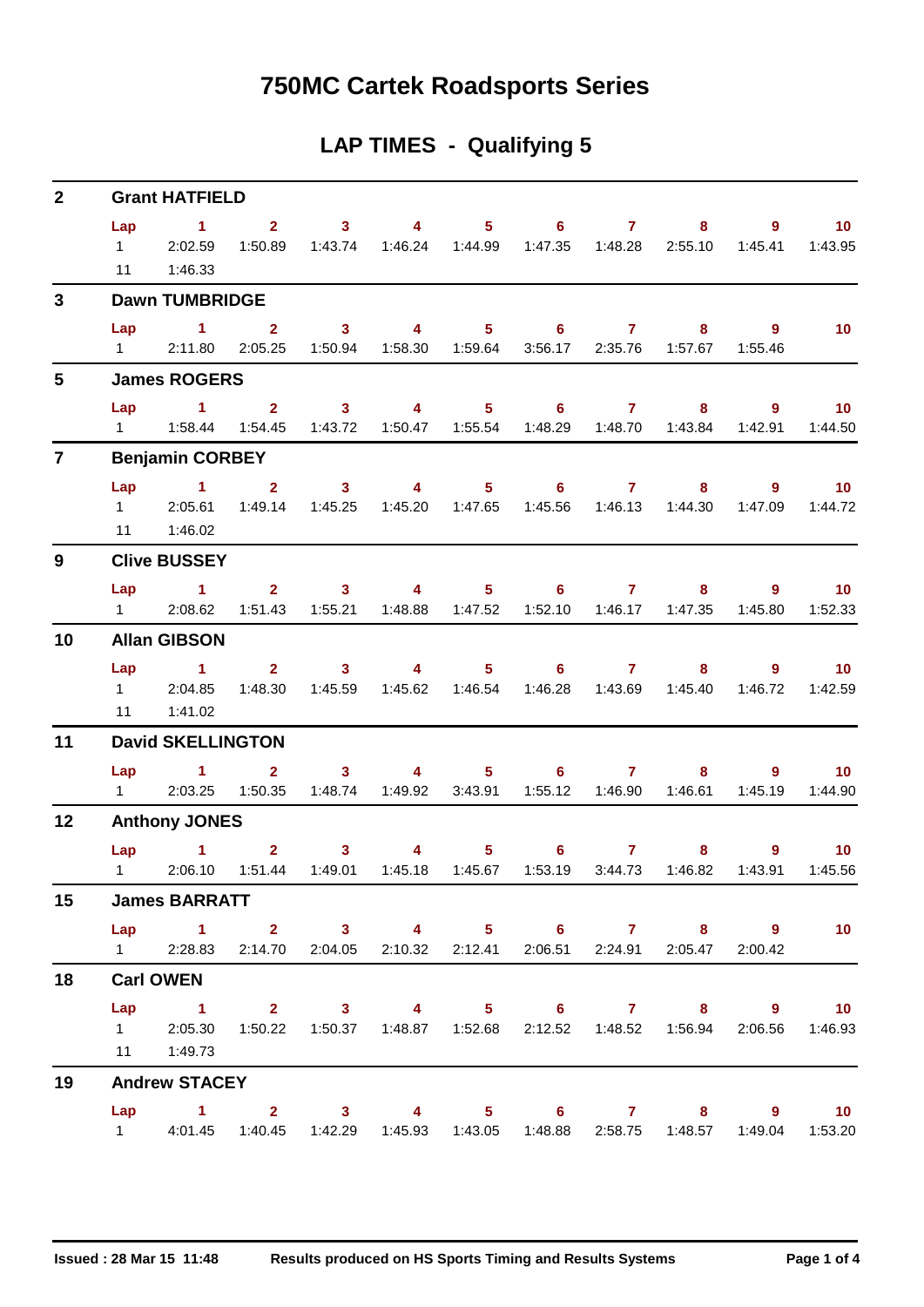# 750MC Cartek Roadsports Series

## LAP TIMES - Qualifying 5

### 2 Grant HATFIELD

| Lap | 1 | 2 | 3 | 4 | 5 | 6 | 7 | 8 | 9 | 10 |
|---|---|---|---|---|---|---|---|---|---|---|
| 1 | 2:02.59 | 1:50.89 | 1:43.74 | 1:46.24 | 1:44.99 | 1:47.35 | 1:48.28 | 2:55.10 | 1:45.41 | 1:43.95 |
| 11 | 1:46.33 | | | | | | | | | |

### 3 Dawn TUMBRIDGE

| Lap | 1 | 2 | 3 | 4 | 5 | 6 | 7 | 8 | 9 | 10 |
|---|---|---|---|---|---|---|---|---|---|---|
| 1 | 2:11.80 | 2:05.25 | 1:50.94 | 1:58.30 | 1:59.64 | 3:56.17 | 2:35.76 | 1:57.67 | 1:55.46 | |

### 5 James ROGERS

| Lap | 1 | 2 | 3 | 4 | 5 | 6 | 7 | 8 | 9 | 10 |
|---|---|---|---|---|---|---|---|---|---|---|
| 1 | 1:58.44 | 1:54.45 | 1:43.72 | 1:50.47 | 1:55.54 | 1:48.29 | 1:48.70 | 1:43.84 | 1:42.91 | 1:44.50 |

### 7 Benjamin CORBEY

| Lap | 1 | 2 | 3 | 4 | 5 | 6 | 7 | 8 | 9 | 10 |
|---|---|---|---|---|---|---|---|---|---|---|
| 1 | 2:05.61 | 1:49.14 | 1:45.25 | 1:45.20 | 1:47.65 | 1:45.56 | 1:46.13 | 1:44.30 | 1:47.09 | 1:44.72 |
| 11 | 1:46.02 | | | | | | | | | |

### 9 Clive BUSSEY

| Lap | 1 | 2 | 3 | 4 | 5 | 6 | 7 | 8 | 9 | 10 |
|---|---|---|---|---|---|---|---|---|---|---|
| 1 | 2:08.62 | 1:51.43 | 1:55.21 | 1:48.88 | 1:47.52 | 1:52.10 | 1:46.17 | 1:47.35 | 1:45.80 | 1:52.33 |

### 10 Allan GIBSON

| Lap | 1 | 2 | 3 | 4 | 5 | 6 | 7 | 8 | 9 | 10 |
|---|---|---|---|---|---|---|---|---|---|---|
| 1 | 2:04.85 | 1:48.30 | 1:45.59 | 1:45.62 | 1:46.54 | 1:46.28 | 1:43.69 | 1:45.40 | 1:46.72 | 1:42.59 |
| 11 | 1:41.02 | | | | | | | | | |

### 11 David SKELLINGTON

| Lap | 1 | 2 | 3 | 4 | 5 | 6 | 7 | 8 | 9 | 10 |
|---|---|---|---|---|---|---|---|---|---|---|
| 1 | 2:03.25 | 1:50.35 | 1:48.74 | 1:49.92 | 3:43.91 | 1:55.12 | 1:46.90 | 1:46.61 | 1:45.19 | 1:44.90 |

### 12 Anthony JONES

| Lap | 1 | 2 | 3 | 4 | 5 | 6 | 7 | 8 | 9 | 10 |
|---|---|---|---|---|---|---|---|---|---|---|
| 1 | 2:06.10 | 1:51.44 | 1:49.01 | 1:45.18 | 1:45.67 | 1:53.19 | 3:44.73 | 1:46.82 | 1:43.91 | 1:45.56 |

### 15 James BARRATT

| Lap | 1 | 2 | 3 | 4 | 5 | 6 | 7 | 8 | 9 | 10 |
|---|---|---|---|---|---|---|---|---|---|---|
| 1 | 2:28.83 | 2:14.70 | 2:04.05 | 2:10.32 | 2:12.41 | 2:06.51 | 2:24.91 | 2:05.47 | 2:00.42 | |

### 18 Carl OWEN

| Lap | 1 | 2 | 3 | 4 | 5 | 6 | 7 | 8 | 9 | 10 |
|---|---|---|---|---|---|---|---|---|---|---|
| 1 | 2:05.30 | 1:50.22 | 1:50.37 | 1:48.87 | 1:52.68 | 2:12.52 | 1:48.52 | 1:56.94 | 2:06.56 | 1:46.93 |
| 11 | 1:49.73 | | | | | | | | | |

### 19 Andrew STACEY

| Lap | 1 | 2 | 3 | 4 | 5 | 6 | 7 | 8 | 9 | 10 |
|---|---|---|---|---|---|---|---|---|---|---|
| 1 | 4:01.45 | 1:40.45 | 1:42.29 | 1:45.93 | 1:43.05 | 1:48.88 | 2:58.75 | 1:48.57 | 1:49.04 | 1:53.20 |

Issued : 28 Mar 15 11:48 Results produced on HS Sports Timing and Results Systems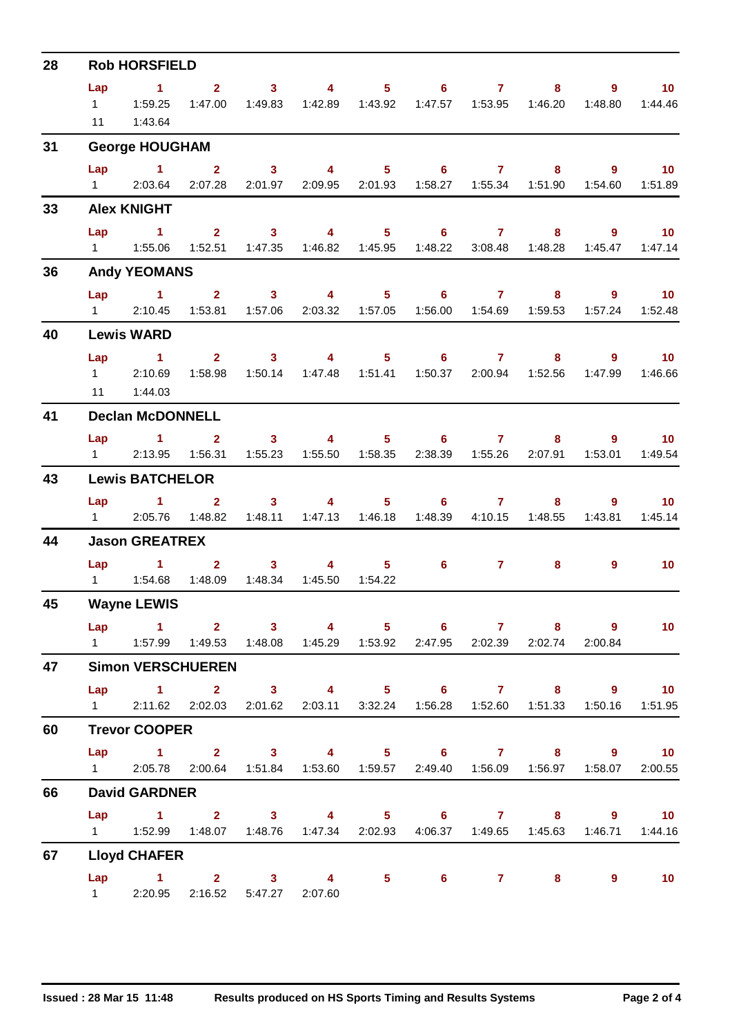## 28 Rob HORSFIELD

| Lap | 1 | 2 | 3 | 4 | 5 | 6 | 7 | 8 | 9 | 10 |
|---|---|---|---|---|---|---|---|---|---|---|
| 1 | 1:59.25 | 1:47.00 | 1:49.83 | 1:42.89 | 1:43.92 | 1:47.57 | 1:53.95 | 1:46.20 | 1:48.80 | 1:44.46 |
| 11 | 1:43.64 | | | | | | | | | |

## 31 George HOUGHAM

| Lap | 1 | 2 | 3 | 4 | 5 | 6 | 7 | 8 | 9 | 10 |
|---|---|---|---|---|---|---|---|---|---|---|
| 1 | 2:03.64 | 2:07.28 | 2:01.97 | 2:09.95 | 2:01.93 | 1:58.27 | 1:55.34 | 1:51.90 | 1:54.60 | 1:51.89 |

## 33 Alex KNIGHT

| Lap | 1 | 2 | 3 | 4 | 5 | 6 | 7 | 8 | 9 | 10 |
|---|---|---|---|---|---|---|---|---|---|---|
| 1 | 1:55.06 | 1:52.51 | 1:47.35 | 1:46.82 | 1:45.95 | 1:48.22 | 3:08.48 | 1:48.28 | 1:45.47 | 1:47.14 |

## 36 Andy YEOMANS

| Lap | 1 | 2 | 3 | 4 | 5 | 6 | 7 | 8 | 9 | 10 |
|---|---|---|---|---|---|---|---|---|---|---|
| 1 | 2:10.45 | 1:53.81 | 1:57.06 | 2:03.32 | 1:57.05 | 1:56.00 | 1:54.69 | 1:59.53 | 1:57.24 | 1:52.48 |

## 40 Lewis WARD

| Lap | 1 | 2 | 3 | 4 | 5 | 6 | 7 | 8 | 9 | 10 |
|---|---|---|---|---|---|---|---|---|---|---|
| 1 | 2:10.69 | 1:58.98 | 1:50.14 | 1:47.48 | 1:51.41 | 1:50.37 | 2:00.94 | 1:52.56 | 1:47.99 | 1:46.66 |
| 11 | 1:44.03 | | | | | | | | | |

## 41 Declan McDONNELL

| Lap | 1 | 2 | 3 | 4 | 5 | 6 | 7 | 8 | 9 | 10 |
|---|---|---|---|---|---|---|---|---|---|---|
| 1 | 2:13.95 | 1:56.31 | 1:55.23 | 1:55.50 | 1:58.35 | 2:38.39 | 1:55.26 | 2:07.91 | 1:53.01 | 1:49.54 |

## 43 Lewis BATCHELOR

| Lap | 1 | 2 | 3 | 4 | 5 | 6 | 7 | 8 | 9 | 10 |
|---|---|---|---|---|---|---|---|---|---|---|
| 1 | 2:05.76 | 1:48.82 | 1:48.11 | 1:47.13 | 1:46.18 | 1:48.39 | 4:10.15 | 1:48.55 | 1:43.81 | 1:45.14 |

## 44 Jason GREATREX

| Lap | 1 | 2 | 3 | 4 | 5 | 6 | 7 | 8 | 9 | 10 |
|---|---|---|---|---|---|---|---|---|---|---|
| 1 | 1:54.68 | 1:48.09 | 1:48.34 | 1:45.50 | 1:54.22 | | | | | |

## 45 Wayne LEWIS

| Lap | 1 | 2 | 3 | 4 | 5 | 6 | 7 | 8 | 9 | 10 |
|---|---|---|---|---|---|---|---|---|---|---|
| 1 | 1:57.99 | 1:49.53 | 1:48.08 | 1:45.29 | 1:53.92 | 2:47.95 | 2:02.39 | 2:02.74 | 2:00.84 | |

## 47 Simon VERSCHUEREN

| Lap | 1 | 2 | 3 | 4 | 5 | 6 | 7 | 8 | 9 | 10 |
|---|---|---|---|---|---|---|---|---|---|---|
| 1 | 2:11.62 | 2:02.03 | 2:01.62 | 2:03.11 | 3:32.24 | 1:56.28 | 1:52.60 | 1:51.33 | 1:50.16 | 1:51.95 |

## 60 Trevor COOPER

| Lap | 1 | 2 | 3 | 4 | 5 | 6 | 7 | 8 | 9 | 10 |
|---|---|---|---|---|---|---|---|---|---|---|
| 1 | 2:05.78 | 2:00.64 | 1:51.84 | 1:53.60 | 1:59.57 | 2:49.40 | 1:56.09 | 1:56.97 | 1:58.07 | 2:00.55 |

## 66 David GARDNER

| Lap | 1 | 2 | 3 | 4 | 5 | 6 | 7 | 8 | 9 | 10 |
|---|---|---|---|---|---|---|---|---|---|---|
| 1 | 1:52.99 | 1:48.07 | 1:48.76 | 1:47.34 | 2:02.93 | 4:06.37 | 1:49.65 | 1:45.63 | 1:46.71 | 1:44.16 |

## 67 Lloyd CHAFER

| Lap | 1 | 2 | 3 | 4 | 5 | 6 | 7 | 8 | 9 | 10 |
|---|---|---|---|---|---|---|---|---|---|---|
| 1 | 2:20.95 | 2:16.52 | 5:47.27 | 2:07.60 | | | | | | |

Issued : 28 Mar 15 11:48 Results produced on HS Sports Timing and Results Systems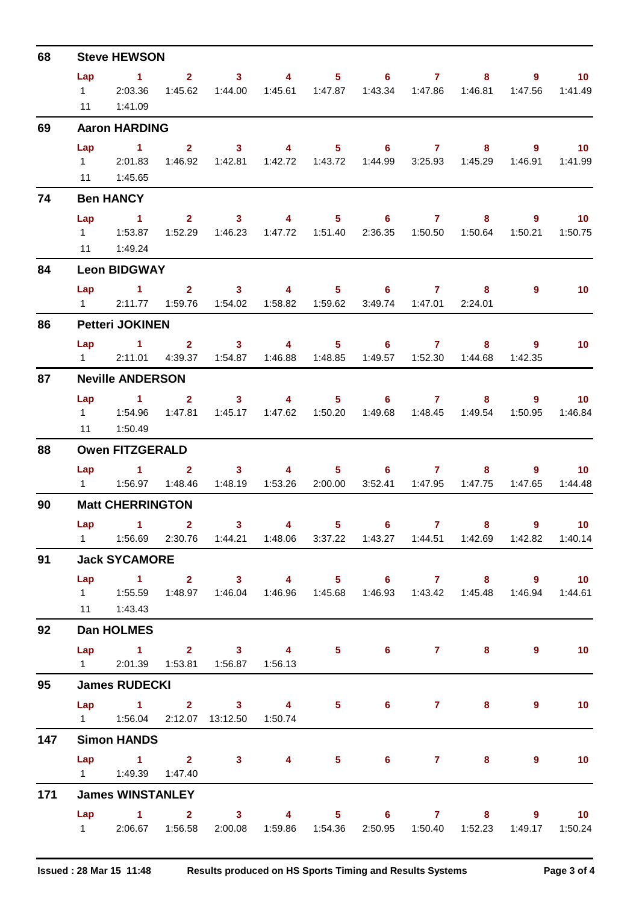## 68 Steve HEWSON

| Lap | 1 | 2 | 3 | 4 | 5 | 6 | 7 | 8 | 9 | 10 |
|---|---|---|---|---|---|---|---|---|---|---|
| 1 | 2:03.36 | 1:45.62 | 1:44.00 | 1:45.61 | 1:47.87 | 1:43.34 | 1:47.86 | 1:46.81 | 1:47.56 | 1:41.49 |
| 11 | 1:41.09 | | | | | | | | | |

## 69 Aaron HARDING

| Lap | 1 | 2 | 3 | 4 | 5 | 6 | 7 | 8 | 9 | 10 |
|---|---|---|---|---|---|---|---|---|---|---|
| 1 | 2:01.83 | 1:46.92 | 1:42.81 | 1:42.72 | 1:43.72 | 1:44.99 | 3:25.93 | 1:45.29 | 1:46.91 | 1:41.99 |
| 11 | 1:45.65 | | | | | | | | | |

## 74 Ben HANCY

| Lap | 1 | 2 | 3 | 4 | 5 | 6 | 7 | 8 | 9 | 10 |
|---|---|---|---|---|---|---|---|---|---|---|
| 1 | 1:53.87 | 1:52.29 | 1:46.23 | 1:47.72 | 1:51.40 | 2:36.35 | 1:50.50 | 1:50.64 | 1:50.21 | 1:50.75 |
| 11 | 1:49.24 | | | | | | | | | |

## 84 Leon BIDGWAY

| Lap | 1 | 2 | 3 | 4 | 5 | 6 | 7 | 8 | 9 | 10 |
|---|---|---|---|---|---|---|---|---|---|---|
| 1 | 2:11.77 | 1:59.76 | 1:54.02 | 1:58.82 | 1:59.62 | 3:49.74 | 1:47.01 | 2:24.01 | | |

## 86 Petteri JOKINEN

| Lap | 1 | 2 | 3 | 4 | 5 | 6 | 7 | 8 | 9 | 10 |
|---|---|---|---|---|---|---|---|---|---|---|
| 1 | 2:11.01 | 4:39.37 | 1:54.87 | 1:46.88 | 1:48.85 | 1:49.57 | 1:52.30 | 1:44.68 | 1:42.35 | |

## 87 Neville ANDERSON

| Lap | 1 | 2 | 3 | 4 | 5 | 6 | 7 | 8 | 9 | 10 |
|---|---|---|---|---|---|---|---|---|---|---|
| 1 | 1:54.96 | 1:47.81 | 1:45.17 | 1:47.62 | 1:50.20 | 1:49.68 | 1:48.45 | 1:49.54 | 1:50.95 | 1:46.84 |
| 11 | 1:50.49 | | | | | | | | | |

## 88 Owen FITZGERALD

| Lap | 1 | 2 | 3 | 4 | 5 | 6 | 7 | 8 | 9 | 10 |
|---|---|---|---|---|---|---|---|---|---|---|
| 1 | 1:56.97 | 1:48.46 | 1:48.19 | 1:53.26 | 2:00.00 | 3:52.41 | 1:47.95 | 1:47.75 | 1:47.65 | 1:44.48 |

## 90 Matt CHERRINGTON

| Lap | 1 | 2 | 3 | 4 | 5 | 6 | 7 | 8 | 9 | 10 |
|---|---|---|---|---|---|---|---|---|---|---|
| 1 | 1:56.69 | 2:30.76 | 1:44.21 | 1:48.06 | 3:37.22 | 1:43.27 | 1:44.51 | 1:42.69 | 1:42.82 | 1:40.14 |

## 91 Jack SYCAMORE

| Lap | 1 | 2 | 3 | 4 | 5 | 6 | 7 | 8 | 9 | 10 |
|---|---|---|---|---|---|---|---|---|---|---|
| 1 | 1:55.59 | 1:48.97 | 1:46.04 | 1:46.96 | 1:45.68 | 1:46.93 | 1:43.42 | 1:45.48 | 1:46.94 | 1:44.61 |
| 11 | 1:43.43 | | | | | | | | | |

## 92 Dan HOLMES

| Lap | 1 | 2 | 3 | 4 | 5 | 6 | 7 | 8 | 9 | 10 |
|---|---|---|---|---|---|---|---|---|---|---|
| 1 | 2:01.39 | 1:53.81 | 1:56.87 | 1:56.13 | | | | | | |

## 95 James RUDECKI

| Lap | 1 | 2 | 3 | 4 | 5 | 6 | 7 | 8 | 9 | 10 |
|---|---|---|---|---|---|---|---|---|---|---|
| 1 | 1:56.04 | 2:12.07 | 13:12.50 | 1:50.74 | | | | | | |

## 147 Simon HANDS

| Lap | 1 | 2 | 3 | 4 | 5 | 6 | 7 | 8 | 9 | 10 |
|---|---|---|---|---|---|---|---|---|---|---|
| 1 | 1:49.39 | 1:47.40 | | | | | | | | |

## 171 James WINSTANLEY

| Lap | 1 | 2 | 3 | 4 | 5 | 6 | 7 | 8 | 9 | 10 |
|---|---|---|---|---|---|---|---|---|---|---|
| 1 | 2:06.67 | 1:56.58 | 2:00.08 | 1:59.86 | 1:54.36 | 2:50.95 | 1:50.40 | 1:52.23 | 1:49.17 | 1:50.24 |

Issued : 28 Mar 15 11:48 Results produced on HS Sports Timing and Results Systems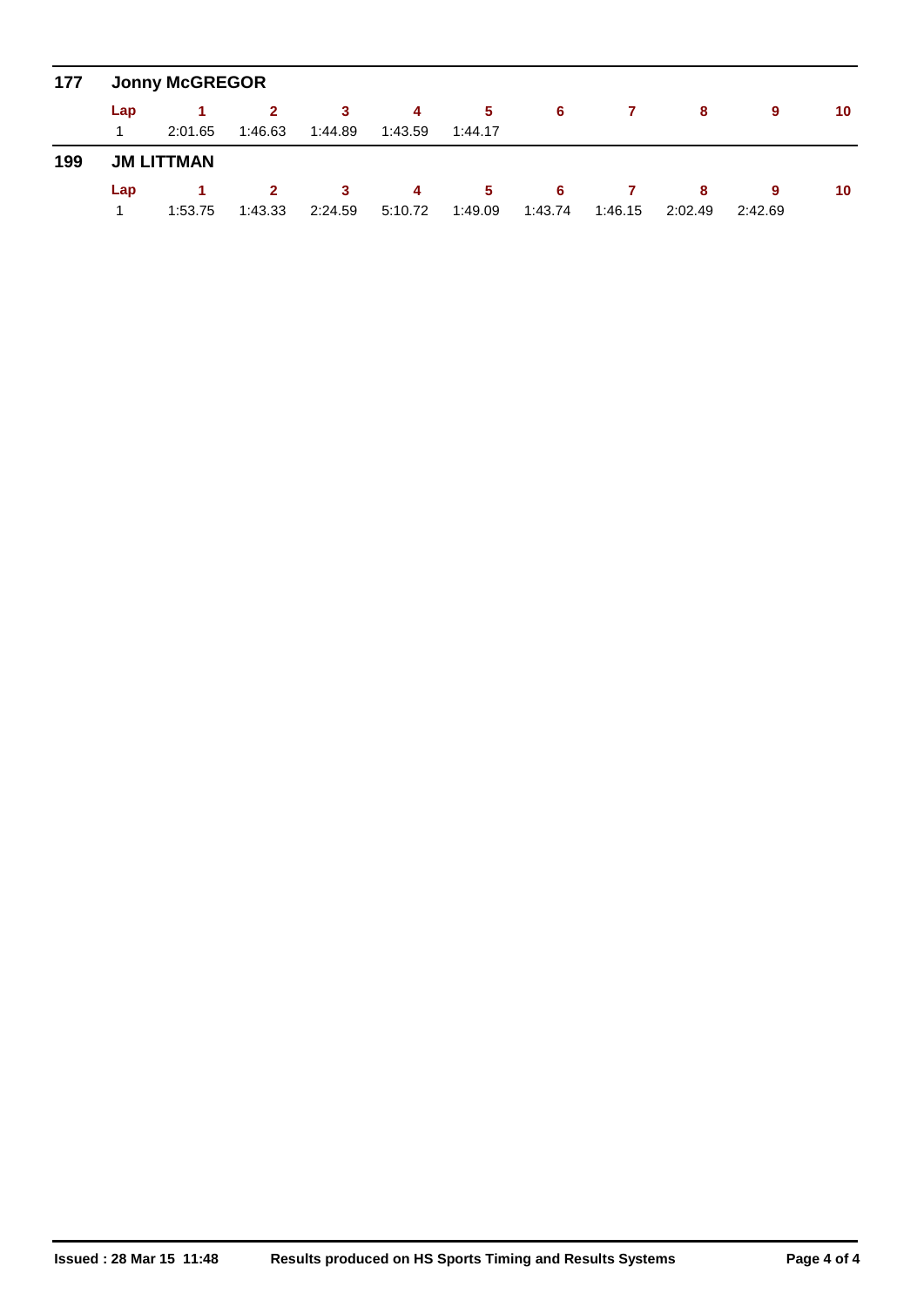## 177 Jonny McGREGOR

| Lap | 1 | 2 | 3 | 4 | 5 | 6 | 7 | 8 | 9 | 10 |
|---|---|---|---|---|---|---|---|---|---|---|
| 1 | 2:01.65 | 1:46.63 | 1:44.89 | 1:43.59 | 1:44.17 | | | | | |

## 199 JM LITTMAN

| Lap | 1 | 2 | 3 | 4 | 5 | 6 | 7 | 8 | 9 | 10 |
|---|---|---|---|---|---|---|---|---|---|---|
| 1 | 1:53.75 | 1:43.33 | 2:24.59 | 5:10.72 | 1:49.09 | 1:43.74 | 1:46.15 | 2:02.49 | 2:42.69 | |

**Issued : 28 Mar 15 11:48** **Results produced on HS Sports Timing and Results Systems**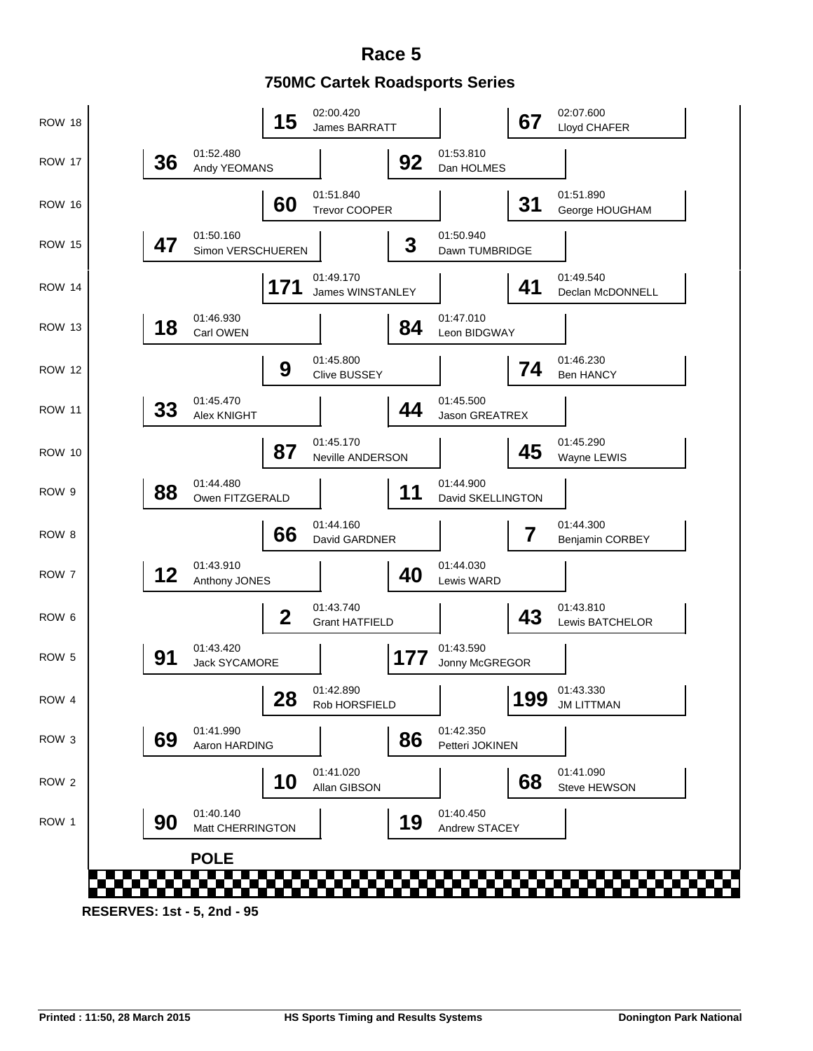# Race 5

## 750MC Cartek Roadsports Series

| Row | Left Grid Position | | | Right Grid Position | | |
|---|---|---|---|---|---|---|
| | No. | Time | Driver | No. | Time | Driver |
| ROW 18 | 15 | 02:00.420 | James BARRATT | 67 | 02:07.600 | Lloyd CHAFER |
| ROW 17 | 36 | 01:52.480 | Andy YEOMANS | 92 | 01:53.810 | Dan HOLMES |
| ROW 16 | 60 | 01:51.840 | Trevor COOPER | 31 | 01:51.890 | George HOUGHAM |
| ROW 15 | 47 | 01:50.160 | Simon VERSCHUEREN | 3 | 01:50.940 | Dawn TUMBRIDGE |
| ROW 14 | 171 | 01:49.170 | James WINSTANLEY | 41 | 01:49.540 | Declan McDONNELL |
| ROW 13 | 18 | 01:46.930 | Carl OWEN | 84 | 01:47.010 | Leon BIDGWAY |
| ROW 12 | 9 | 01:45.800 | Clive BUSSEY | 74 | 01:46.230 | Ben HANCY |
| ROW 11 | 33 | 01:45.470 | Alex KNIGHT | 44 | 01:45.500 | Jason GREATREX |
| ROW 10 | 87 | 01:45.170 | Neville ANDERSON | 45 | 01:45.290 | Wayne LEWIS |
| ROW 9 | 88 | 01:44.480 | Owen FITZGERALD | 11 | 01:44.900 | David SKELLINGTON |
| ROW 8 | 66 | 01:44.160 | David GARDNER | 7 | 01:44.300 | Benjamin CORBEY |
| ROW 7 | 12 | 01:43.910 | Anthony JONES | 40 | 01:44.030 | Lewis WARD |
| ROW 6 | 2 | 01:43.740 | Grant HATFIELD | 43 | 01:43.810 | Lewis BATCHELOR |
| ROW 5 | 91 | 01:43.420 | Jack SYCAMORE | 177 | 01:43.590 | Jonny McGREGOR |
| ROW 4 | 28 | 01:42.890 | Rob HORSFIELD | 199 | 01:43.330 | JM LITTMAN |
| ROW 3 | 69 | 01:41.990 | Aaron HARDING | 86 | 01:42.350 | Petteri JOKINEN |
| ROW 2 | 10 | 01:41.020 | Allan GIBSON | 68 | 01:41.090 | Steve HEWSON |
| ROW 1 | 90 | 01:40.140 | Matt CHERRINGTON | 19 | 01:40.450 | Andrew STACEY |

**POLE**

**RESERVES: 1st - 5, 2nd - 95**

Printed : 11:50, 28 March 2015 | HS Sports Timing and Results Systems | Donington Park National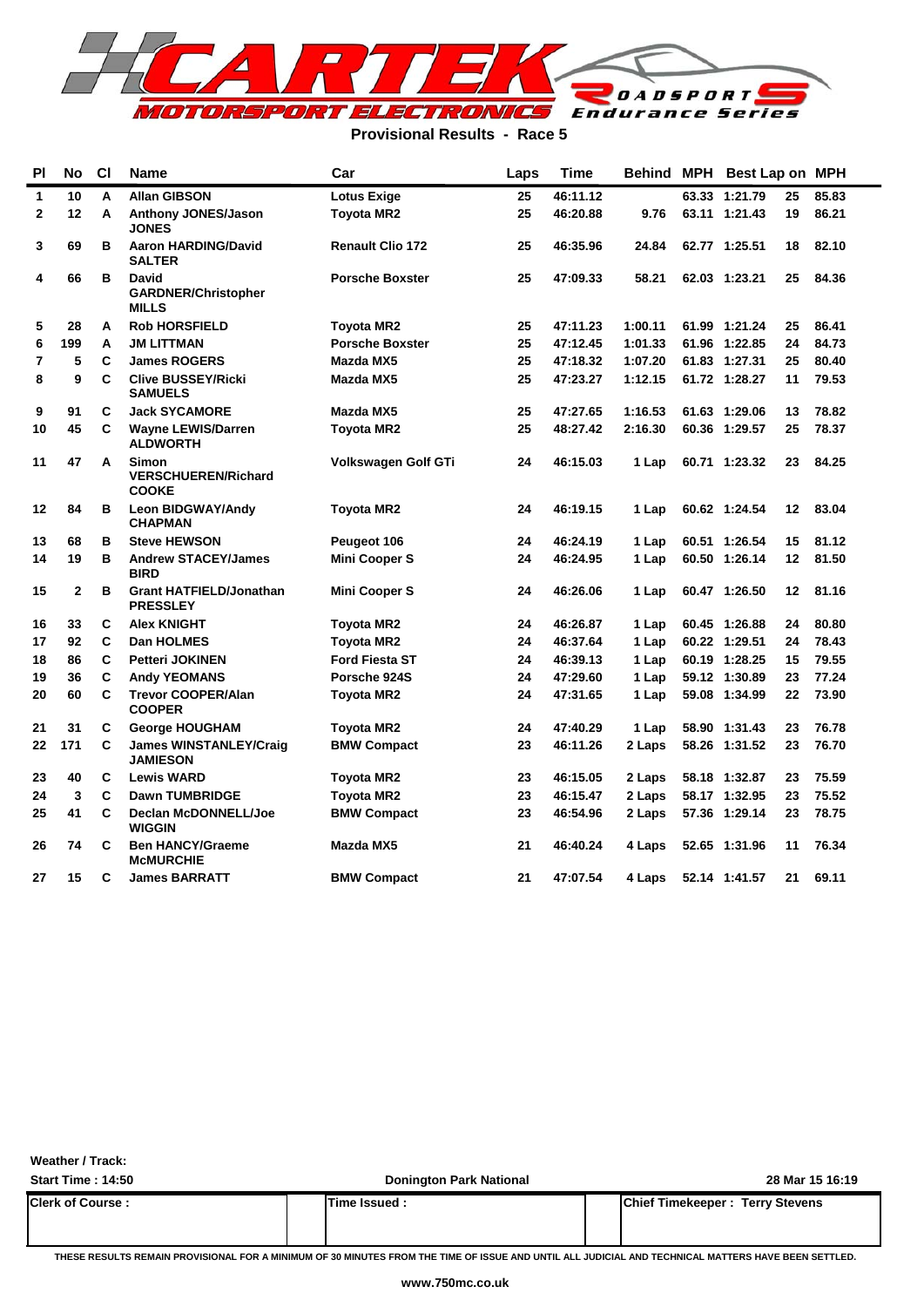# CARTEK MOTORSPORT ELECTRONICS Roadsport Endurance Series

**Provisional Results - Race 5**

| Pl | No | Cl | Name | Car | Laps | Time | Behind | MPH | Best Lap | on | MPH |
|---|---|---|---|---|---|---|---|---|---|---|---|
| 1 | 10 | A | Allan GIBSON | Lotus Exige | 25 | 46:11.12 | | 63.33 | 1:21.79 | 25 | 85.83 |
| 2 | 12 | A | Anthony JONES/Jason JONES | Toyota MR2 | 25 | 46:20.88 | 9.76 | 63.11 | 1:21.43 | 19 | 86.21 |
| 3 | 69 | B | Aaron HARDING/David SALTER | Renault Clio 172 | 25 | 46:35.96 | 24.84 | 62.77 | 1:25.51 | 18 | 82.10 |
| 4 | 66 | B | David GARDNER/Christopher MILLS | Porsche Boxster | 25 | 47:09.33 | 58.21 | 62.03 | 1:23.21 | 25 | 84.36 |
| 5 | 28 | A | Rob HORSFIELD | Toyota MR2 | 25 | 47:11.23 | 1:00.11 | 61.99 | 1:21.24 | 25 | 86.41 |
| 6 | 199 | A | JM LITTMAN | Porsche Boxster | 25 | 47:12.45 | 1:01.33 | 61.96 | 1:22.85 | 24 | 84.73 |
| 7 | 5 | C | James ROGERS | Mazda MX5 | 25 | 47:18.32 | 1:07.20 | 61.83 | 1:27.31 | 25 | 80.40 |
| 8 | 9 | C | Clive BUSSEY/Ricki SAMUELS | Mazda MX5 | 25 | 47:23.27 | 1:12.15 | 61.72 | 1:28.27 | 11 | 79.53 |
| 9 | 91 | C | Jack SYCAMORE | Mazda MX5 | 25 | 47:27.65 | 1:16.53 | 61.63 | 1:29.06 | 13 | 78.82 |
| 10 | 45 | C | Wayne LEWIS/Darren ALDWORTH | Toyota MR2 | 25 | 48:27.42 | 2:16.30 | 60.36 | 1:29.57 | 25 | 78.37 |
| 11 | 47 | A | Simon VERSCHUEREN/Richard COOKE | Volkswagen Golf GTi | 24 | 46:15.03 | 1 Lap | 60.71 | 1:23.32 | 23 | 84.25 |
| 12 | 84 | B | Leon BIDGWAY/Andy CHAPMAN | Toyota MR2 | 24 | 46:19.15 | 1 Lap | 60.62 | 1:24.54 | 12 | 83.04 |
| 13 | 68 | B | Steve HEWSON | Peugeot 106 | 24 | 46:24.19 | 1 Lap | 60.51 | 1:26.54 | 15 | 81.12 |
| 14 | 19 | B | Andrew STACEY/James BIRD | Mini Cooper S | 24 | 46:24.95 | 1 Lap | 60.50 | 1:26.14 | 12 | 81.50 |
| 15 | 2 | B | Grant HATFIELD/Jonathan PRESSLEY | Mini Cooper S | 24 | 46:26.06 | 1 Lap | 60.47 | 1:26.50 | 12 | 81.16 |
| 16 | 33 | C | Alex KNIGHT | Toyota MR2 | 24 | 46:26.87 | 1 Lap | 60.45 | 1:26.88 | 24 | 80.80 |
| 17 | 92 | C | Dan HOLMES | Toyota MR2 | 24 | 46:37.64 | 1 Lap | 60.22 | 1:29.51 | 24 | 78.43 |
| 18 | 86 | C | Petteri JOKINEN | Ford Fiesta ST | 24 | 46:39.13 | 1 Lap | 60.19 | 1:28.25 | 15 | 79.55 |
| 19 | 36 | C | Andy YEOMANS | Porsche 924S | 24 | 47:29.60 | 1 Lap | 59.12 | 1:30.89 | 23 | 77.24 |
| 20 | 60 | C | Trevor COOPER/Alan COOPER | Toyota MR2 | 24 | 47:31.65 | 1 Lap | 59.08 | 1:34.99 | 22 | 73.90 |
| 21 | 31 | C | George HOUGHAM | Toyota MR2 | 24 | 47:40.29 | 1 Lap | 58.90 | 1:31.43 | 23 | 76.78 |
| 22 | 171 | C | James WINSTANLEY/Craig JAMIESON | BMW Compact | 23 | 46:11.26 | 2 Laps | 58.26 | 1:31.52 | 23 | 76.70 |
| 23 | 40 | C | Lewis WARD | Toyota MR2 | 23 | 46:15.05 | 2 Laps | 58.18 | 1:32.87 | 23 | 75.59 |
| 24 | 3 | C | Dawn TUMBRIDGE | Toyota MR2 | 23 | 46:15.47 | 2 Laps | 58.17 | 1:32.95 | 23 | 75.52 |
| 25 | 41 | C | Declan McDONNELL/Joe WIGGIN | BMW Compact | 23 | 46:54.96 | 2 Laps | 57.36 | 1:29.14 | 23 | 78.75 |
| 26 | 74 | C | Ben HANCY/Graeme McMURCHIE | Mazda MX5 | 21 | 46:40.24 | 4 Laps | 52.65 | 1:31.96 | 11 | 76.34 |
| 27 | 15 | C | James BARRATT | BMW Compact | 21 | 47:07.54 | 4 Laps | 52.14 | 1:41.57 | 21 | 69.11 |

**Weather / Track:**

**Start Time : 14:50** | **Donington Park National** | **28 Mar 15 16:19**

| Clerk of Course : | Time Issued : | Chief Timekeeper : Terry Stevens |
|---|---|---|
| | | |

THESE RESULTS REMAIN PROVISIONAL FOR A MINIMUM OF 30 MINUTES FROM THE TIME OF ISSUE AND UNTIL ALL JUDICIAL AND TECHNICAL MATTERS HAVE BEEN SETTLED.

www.750mc.co.uk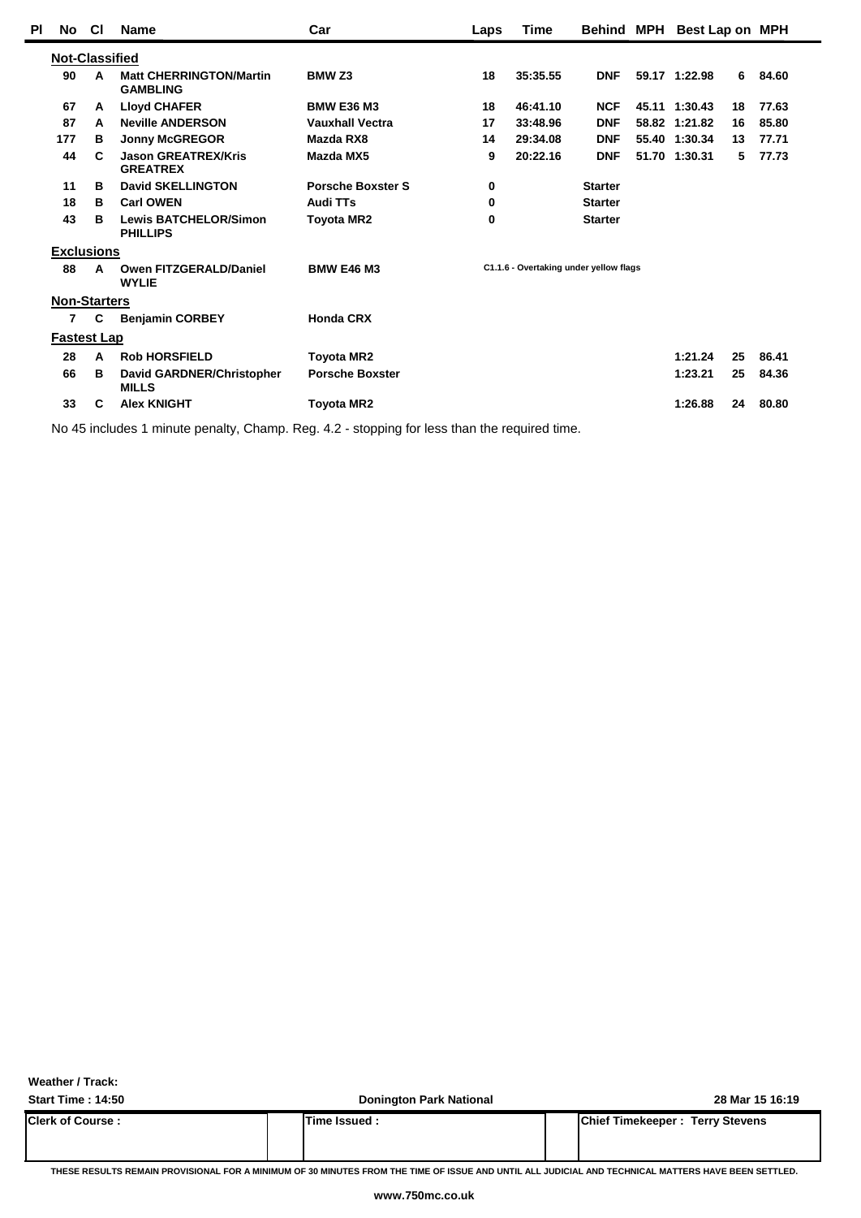| Pl | No | Cl | Name | Car | Laps | Time | Behind | MPH | Best Lap | on | MPH |
|---|---|---|---|---|---|---|---|---|---|---|---|
| **Not-Classified** | | | | | | | | | | | |
| | 90 | A | Matt CHERRINGTON/Martin GAMBLING | BMW Z3 | 18 | 35:35.55 | DNF | 59.17 | 1:22.98 | 6 | 84.60 |
| | 67 | A | Lloyd CHAFER | BMW E36 M3 | 18 | 46:41.10 | NCF | 45.11 | 1:30.43 | 18 | 77.63 |
| | 87 | A | Neville ANDERSON | Vauxhall Vectra | 17 | 33:48.96 | DNF | 58.82 | 1:21.82 | 16 | 85.80 |
| | 177 | B | Jonny McGREGOR | Mazda RX8 | 14 | 29:34.08 | DNF | 55.40 | 1:30.34 | 13 | 77.71 |
| | 44 | C | Jason GREATREX/Kris GREATREX | Mazda MX5 | 9 | 20:22.16 | DNF | 51.70 | 1:30.31 | 5 | 77.73 |
| | 11 | B | David SKELLINGTON | Porsche Boxster S | 0 | | Starter | | | | |
| | 18 | B | Carl OWEN | Audi TTs | 0 | | Starter | | | | |
| | 43 | B | Lewis BATCHELOR/Simon PHILLIPS | Toyota MR2 | 0 | | Starter | | | | |
| **Exclusions** | | | | | | | | | | | |
| | 88 | A | Owen FITZGERALD/Daniel WYLIE | BMW E46 M3 | C1.1.6 - Overtaking under yellow flags | | | | | | |
| **Non-Starters** | | | | | | | | | | | |
| | 7 | C | Benjamin CORBEY | Honda CRX | | | | | | | |
| **Fastest Lap** | | | | | | | | | | | |
| | 28 | A | Rob HORSFIELD | Toyota MR2 | | | | | 1:21.24 | 25 | 86.41 |
| | 66 | B | David GARDNER/Christopher MILLS | Porsche Boxster | | | | | 1:23.21 | 25 | 84.36 |
| | 33 | C | Alex KNIGHT | Toyota MR2 | | | | | 1:26.88 | 24 | 80.80 |

No 45 includes 1 minute penalty, Champ. Reg. 4.2 - stopping for less than the required time.

**Weather / Track:**

**Start Time : 14:50** | **Donington Park National** | **28 Mar 15 16:19**

| Clerk of Course : | Time Issued : | Chief Timekeeper : Terry Stevens |
|---|---|---|

**THESE RESULTS REMAIN PROVISIONAL FOR A MINIMUM OF 30 MINUTES FROM THE TIME OF ISSUE AND UNTIL ALL JUDICIAL AND TECHNICAL MATTERS HAVE BEEN SETTLED.**

www.750mc.co.uk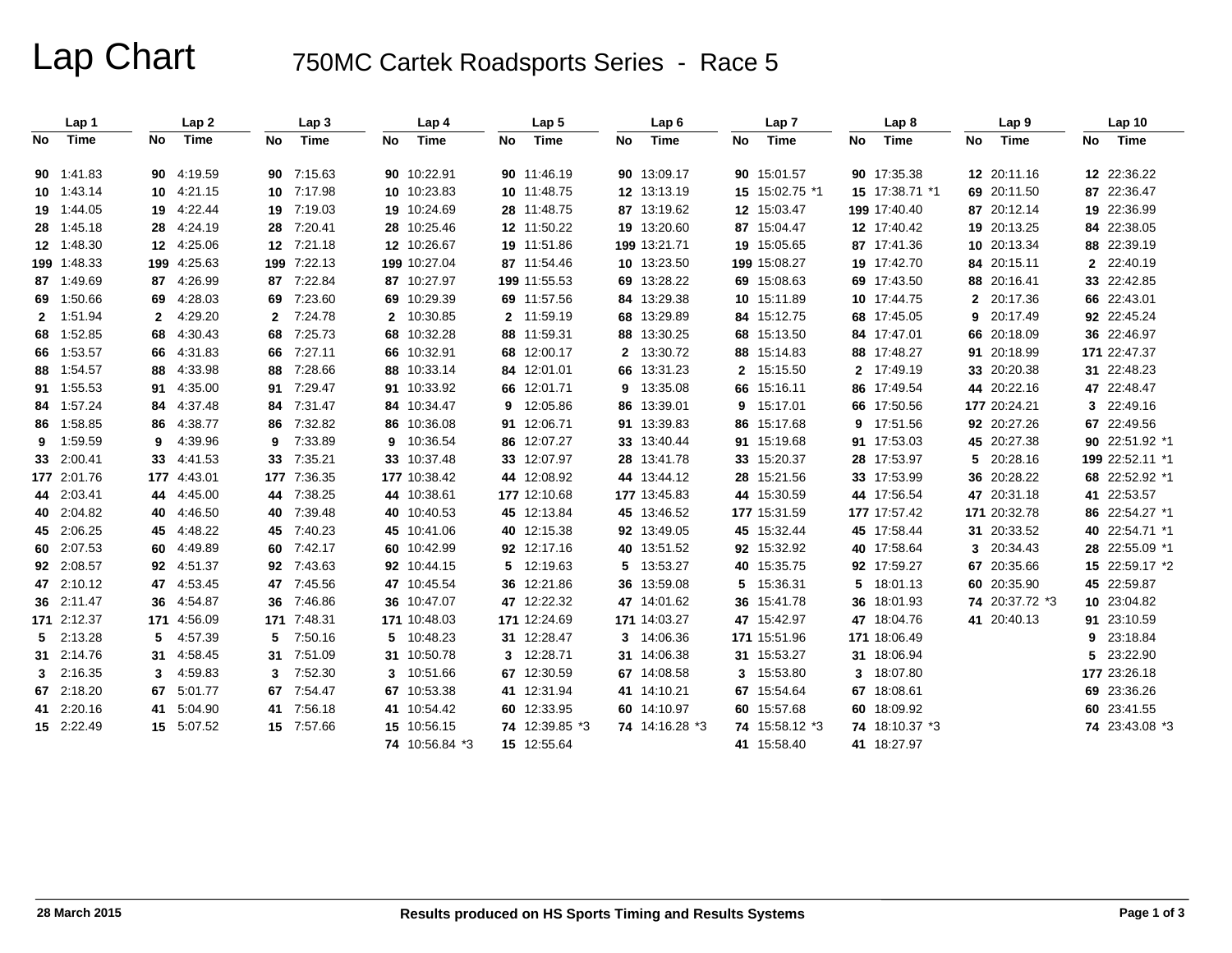# Lap Chart

## 750MC Cartek Roadsports Series - Race 5

| Lap 1 | | Lap 2 | | Lap 3 | | Lap 4 | | Lap 5 | | Lap 6 | | Lap 7 | | Lap 8 | | Lap 9 | | Lap 10 | |
|---|---|---|---|---|---|---|---|---|---|---|---|---|---|---|---|---|---|---|---|
| No | Time | No | Time | No | Time | No | Time | No | Time | No | Time | No | Time | No | Time | No | Time | No | Time |
| 90 | 1:41.83 | 90 | 4:19.59 | 90 | 7:15.63 | 90 | 10:22.91 | 90 | 11:46.19 | 90 | 13:09.17 | 90 | 15:01.57 | 90 | 17:35.38 | 12 | 20:11.16 | 12 | 22:36.22 |
| 10 | 1:43.14 | 10 | 4:21.15 | 10 | 7:17.98 | 10 | 10:23.83 | 10 | 11:48.75 | 12 | 13:13.19 | 15 | 15:02.75 *1 | 15 | 17:38.71 *1 | 69 | 20:11.50 | 87 | 22:36.47 |
| 19 | 1:44.05 | 19 | 4:22.44 | 19 | 7:19.03 | 19 | 10:24.69 | 28 | 11:48.75 | 87 | 13:19.62 | 12 | 15:03.47 | 199 | 17:40.40 | 87 | 20:12.14 | 19 | 22:36.99 |
| 28 | 1:45.18 | 28 | 4:24.19 | 28 | 7:20.41 | 28 | 10:25.46 | 12 | 11:50.22 | 19 | 13:20.60 | 87 | 15:04.47 | 12 | 17:40.42 | 19 | 20:13.25 | 84 | 22:38.05 |
| 12 | 1:48.30 | 12 | 4:25.06 | 12 | 7:21.18 | 12 | 10:26.67 | 19 | 11:51.86 | 199 | 13:21.71 | 19 | 15:05.65 | 87 | 17:41.36 | 10 | 20:13.34 | 88 | 22:39.19 |
| 199 | 1:48.33 | 199 | 4:25.63 | 199 | 7:22.13 | 199 | 10:27.04 | 87 | 11:54.46 | 10 | 13:23.50 | 199 | 15:08.27 | 19 | 17:42.70 | 84 | 20:15.11 | 2 | 22:40.19 |
| 87 | 1:49.69 | 87 | 4:26.99 | 87 | 7:22.84 | 87 | 10:27.97 | 199 | 11:55.53 | 69 | 13:28.22 | 69 | 15:08.63 | 69 | 17:43.50 | 88 | 20:16.41 | 33 | 22:42.85 |
| 69 | 1:50.66 | 69 | 4:28.03 | 69 | 7:23.60 | 69 | 10:29.39 | 69 | 11:57.56 | 84 | 13:29.38 | 10 | 15:11.89 | 10 | 17:44.75 | 2 | 20:17.36 | 66 | 22:43.01 |
| 2 | 1:51.94 | 2 | 4:29.20 | 2 | 7:24.78 | 2 | 10:30.85 | 2 | 11:59.19 | 68 | 13:29.89 | 84 | 15:12.75 | 68 | 17:45.05 | 9 | 20:17.49 | 92 | 22:45.24 |
| 68 | 1:52.85 | 68 | 4:30.43 | 68 | 7:25.73 | 68 | 10:32.28 | 88 | 11:59.31 | 88 | 13:30.25 | 68 | 15:13.50 | 84 | 17:47.01 | 66 | 20:18.09 | 36 | 22:46.97 |
| 66 | 1:53.57 | 66 | 4:31.83 | 66 | 7:27.11 | 66 | 10:32.91 | 68 | 12:00.17 | 2 | 13:30.72 | 88 | 15:14.83 | 88 | 17:48.27 | 91 | 20:18.99 | 171 | 22:47.37 |
| 88 | 1:54.57 | 88 | 4:33.98 | 88 | 7:28.66 | 88 | 10:33.14 | 84 | 12:01.01 | 66 | 13:31.23 | 2 | 15:15.50 | 2 | 17:49.19 | 33 | 20:20.38 | 31 | 22:48.23 |
| 91 | 1:55.53 | 91 | 4:35.00 | 91 | 7:29.47 | 91 | 10:33.92 | 66 | 12:01.71 | 9 | 13:35.08 | 66 | 15:16.11 | 86 | 17:49.54 | 44 | 20:22.16 | 47 | 22:48.47 |
| 84 | 1:57.24 | 84 | 4:37.48 | 84 | 7:31.47 | 84 | 10:34.47 | 9 | 12:05.86 | 86 | 13:39.01 | 9 | 15:17.01 | 66 | 17:50.56 | 177 | 20:24.21 | 3 | 22:49.16 |
| 86 | 1:58.85 | 86 | 4:38.77 | 86 | 7:32.82 | 86 | 10:36.08 | 91 | 12:06.71 | 91 | 13:39.83 | 86 | 15:17.68 | 9 | 17:51.56 | 92 | 20:27.26 | 67 | 22:49.56 |
| 9 | 1:59.59 | 9 | 4:39.96 | 9 | 7:33.89 | 9 | 10:36.54 | 86 | 12:07.27 | 33 | 13:40.44 | 91 | 15:19.68 | 91 | 17:53.03 | 45 | 20:27.38 | 90 | 22:51.92 *1 |
| 33 | 2:00.41 | 33 | 4:41.53 | 33 | 7:35.21 | 33 | 10:37.48 | 33 | 12:07.97 | 28 | 13:41.78 | 33 | 15:20.37 | 28 | 17:53.97 | 5 | 20:28.16 | 199 | 22:52.11 *1 |
| 177 | 2:01.76 | 177 | 4:43.01 | 177 | 7:36.35 | 177 | 10:38.42 | 44 | 12:08.92 | 44 | 13:44.12 | 28 | 15:21.56 | 33 | 17:53.99 | 36 | 20:28.22 | 68 | 22:52.92 *1 |
| 44 | 2:03.41 | 44 | 4:45.00 | 44 | 7:38.25 | 44 | 10:38.61 | 177 | 12:10.68 | 177 | 13:45.83 | 44 | 15:30.59 | 44 | 17:56.54 | 47 | 20:31.18 | 41 | 22:53.57 |
| 40 | 2:04.82 | 40 | 4:46.50 | 40 | 7:39.48 | 40 | 10:40.53 | 45 | 12:13.84 | 45 | 13:46.52 | 177 | 15:31.59 | 177 | 17:57.42 | 171 | 20:32.78 | 86 | 22:54.27 *1 |
| 45 | 2:06.25 | 45 | 4:48.22 | 45 | 7:40.23 | 45 | 10:41.06 | 40 | 12:15.38 | 92 | 13:49.05 | 45 | 15:32.44 | 45 | 17:58.44 | 31 | 20:33.52 | 40 | 22:54.71 *1 |
| 60 | 2:07.53 | 60 | 4:49.89 | 60 | 7:42.17 | 60 | 10:42.99 | 92 | 12:17.16 | 40 | 13:51.52 | 92 | 15:32.92 | 40 | 17:58.64 | 3 | 20:34.43 | 28 | 22:55.09 *1 |
| 92 | 2:08.57 | 92 | 4:51.37 | 92 | 7:43.63 | 92 | 10:44.15 | 5 | 12:19.63 | 5 | 13:53.27 | 40 | 15:35.75 | 92 | 17:59.27 | 67 | 20:35.66 | 15 | 22:59.17 *2 |
| 47 | 2:10.12 | 47 | 4:53.45 | 47 | 7:45.56 | 47 | 10:45.54 | 36 | 12:21.86 | 36 | 13:59.08 | 5 | 15:36.31 | 5 | 18:01.13 | 60 | 20:35.90 | 45 | 22:59.87 |
| 36 | 2:11.47 | 36 | 4:54.87 | 36 | 7:46.86 | 36 | 10:47.07 | 47 | 12:22.32 | 47 | 14:01.62 | 36 | 15:41.78 | 36 | 18:01.93 | 74 | 20:37.72 *3 | 10 | 23:04.82 |
| 171 | 2:12.37 | 171 | 4:56.09 | 171 | 7:48.31 | 171 | 10:48.03 | 171 | 12:24.69 | 171 | 14:03.27 | 47 | 15:42.97 | 47 | 18:04.76 | 41 | 20:40.13 | 91 | 23:10.59 |
| 5 | 2:13.28 | 5 | 4:57.39 | 5 | 7:50.16 | 5 | 10:48.23 | 31 | 12:28.47 | 3 | 14:06.36 | 171 | 15:51.96 | 171 | 18:06.49 | | | 9 | 23:18.84 |
| 31 | 2:14.76 | 31 | 4:58.45 | 31 | 7:51.09 | 31 | 10:50.78 | 3 | 12:28.71 | 31 | 14:06.38 | 31 | 15:53.27 | 31 | 18:06.94 | | | 5 | 23:22.90 |
| 3 | 2:16.35 | 3 | 4:59.83 | 3 | 7:52.30 | 3 | 10:51.66 | 67 | 12:30.59 | 67 | 14:08.58 | 3 | 15:53.80 | 3 | 18:07.80 | | | 177 | 23:26.18 |
| 67 | 2:18.20 | 67 | 5:01.77 | 67 | 7:54.47 | 67 | 10:53.38 | 41 | 12:31.94 | 41 | 14:10.21 | 67 | 15:54.64 | 67 | 18:08.61 | | | 69 | 23:36.26 |
| 41 | 2:20.16 | 41 | 5:04.90 | 41 | 7:56.18 | 41 | 10:54.42 | 60 | 12:33.95 | 60 | 14:10.97 | 60 | 15:57.68 | 60 | 18:09.92 | | | 60 | 23:41.55 |
| 15 | 2:22.49 | 15 | 5:07.52 | 15 | 7:57.66 | 15 | 10:56.15 | 74 | 12:39.85 *3 | 74 | 14:16.28 *3 | 74 | 15:58.12 *3 | 74 | 18:10.37 *3 | | | 74 | 23:43.08 *3 |
| | | | | | | 74 | 10:56.84 *3 | 15 | 12:55.64 | | | 41 | 15:58.40 | 41 | 18:27.97 | | | | |

28 March 2015 — Results produced on HS Sports Timing and Results Systems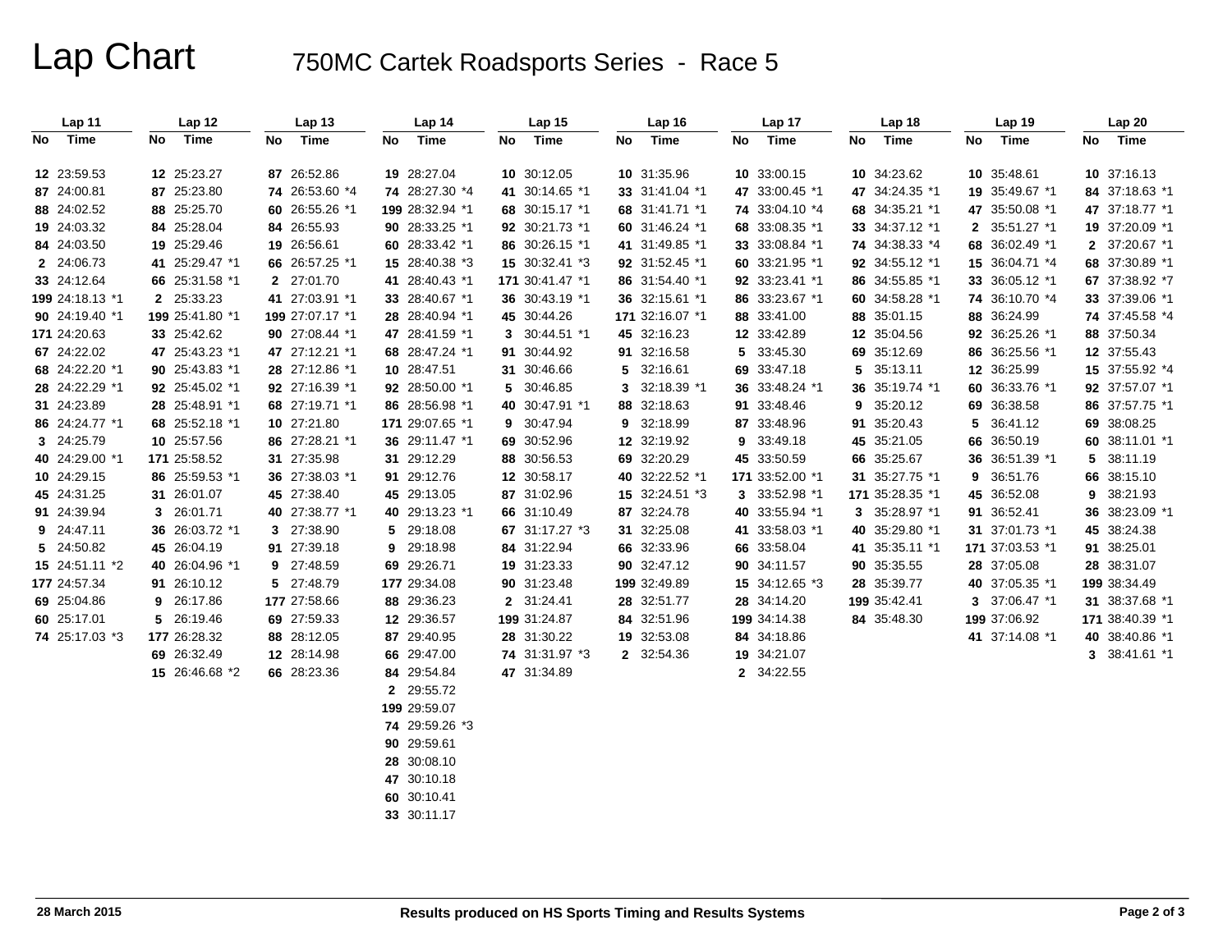# Lap Chart

## 750MC Cartek Roadsports Series - Race 5

| Lap 11 | | Lap 12 | | Lap 13 | | Lap 14 | | Lap 15 | | Lap 16 | | Lap 17 | | Lap 18 | | Lap 19 | | Lap 20 | |
|---|---|---|---|---|---|---|---|---|---|---|---|---|---|---|---|---|---|---|---|
| No | Time | No | Time | No | Time | No | Time | No | Time | No | Time | No | Time | No | Time | No | Time | No | Time |
| 12 | 23:59.53 | 12 | 25:23.27 | 87 | 26:52.86 | 19 | 28:27.04 | 10 | 30:12.05 | 10 | 31:35.96 | 10 | 33:00.15 | 10 | 34:23.62 | 10 | 35:48.61 | 10 | 37:16.13 |
| 87 | 24:00.81 | 87 | 25:23.80 | 74 | 26:53.60 *4 | 74 | 28:27.30 *4 | 41 | 30:14.65 *1 | 33 | 31:41.04 *1 | 47 | 33:00.45 *1 | 47 | 34:24.35 *1 | 19 | 35:49.67 *1 | 84 | 37:18.63 *1 |
| 88 | 24:02.52 | 88 | 25:25.70 | 60 | 26:55.26 *1 | 199 | 28:32.94 *1 | 68 | 30:15.17 *1 | 68 | 31:41.71 *1 | 74 | 33:04.10 *4 | 68 | 34:35.21 *1 | 47 | 35:50.08 *1 | 47 | 37:18.77 *1 |
| 19 | 24:03.32 | 84 | 25:28.04 | 84 | 26:55.93 | 90 | 28:33.25 *1 | 92 | 30:21.73 *1 | 60 | 31:46.24 *1 | 68 | 33:08.35 *1 | 33 | 34:37.12 *1 | 2 | 35:51.27 *1 | 19 | 37:20.09 *1 |
| 84 | 24:03.50 | 19 | 25:29.46 | 19 | 26:56.61 | 60 | 28:33.42 *1 | 86 | 30:26.15 *1 | 41 | 31:49.85 *1 | 33 | 33:08.84 *1 | 74 | 34:38.33 *4 | 68 | 36:02.49 *1 | 2 | 37:20.67 *1 |
| 2 | 24:06.73 | 41 | 25:29.47 *1 | 66 | 26:57.25 *1 | 15 | 28:40.38 *3 | 15 | 30:32.41 *3 | 92 | 31:52.45 *1 | 60 | 33:21.95 *1 | 92 | 34:55.12 *1 | 15 | 36:04.71 *4 | 68 | 37:30.89 *1 |
| 33 | 24:12.64 | 66 | 25:31.58 *1 | 2 | 27:01.70 | 41 | 28:40.43 *1 | 171 | 30:41.47 *1 | 86 | 31:54.40 *1 | 92 | 33:23.41 *1 | 86 | 34:55.85 *1 | 33 | 36:05.12 *1 | 67 | 37:38.92 *7 |
| 199 | 24:18.13 *1 | 2 | 25:33.23 | 41 | 27:03.91 *1 | 33 | 28:40.67 *1 | 36 | 30:43.19 *1 | 36 | 32:15.61 *1 | 86 | 33:23.67 *1 | 60 | 34:58.28 *1 | 74 | 36:10.70 *4 | 33 | 37:39.06 *1 |
| 90 | 24:19.40 *1 | 199 | 25:41.80 *1 | 199 | 27:07.17 *1 | 28 | 28:40.94 *1 | 45 | 30:44.26 | 171 | 32:16.07 *1 | 88 | 33:41.00 | 88 | 35:01.15 | 88 | 36:24.99 | 74 | 37:45.58 *4 |
| 171 | 24:20.63 | 33 | 25:42.62 | 90 | 27:08.44 *1 | 47 | 28:41.59 *1 | 3 | 30:44.51 *1 | 45 | 32:16.23 | 12 | 33:42.89 | 12 | 35:04.56 | 92 | 36:25.26 *1 | 88 | 37:50.34 |
| 67 | 24:22.02 | 47 | 25:43.23 *1 | 47 | 27:12.21 *1 | 68 | 28:47.24 *1 | 91 | 30:44.92 | 91 | 32:16.58 | 5 | 33:45.30 | 69 | 35:12.69 | 86 | 36:25.56 *1 | 12 | 37:55.43 |
| 68 | 24:22.20 *1 | 90 | 25:43.83 *1 | 28 | 27:12.86 *1 | 10 | 28:47.51 | 31 | 30:46.66 | 5 | 32:16.61 | 69 | 33:47.18 | 5 | 35:13.11 | 12 | 36:25.99 | 15 | 37:55.92 *4 |
| 28 | 24:22.29 *1 | 92 | 25:45.02 *1 | 92 | 27:16.39 *1 | 92 | 28:50.00 *1 | 5 | 30:46.85 | 3 | 32:18.39 *1 | 36 | 33:48.24 *1 | 36 | 35:19.74 *1 | 60 | 36:33.76 *1 | 92 | 37:57.07 *1 |
| 31 | 24:23.89 | 28 | 25:48.91 *1 | 68 | 27:19.71 *1 | 86 | 28:56.98 *1 | 40 | 30:47.91 *1 | 88 | 32:18.63 | 91 | 33:48.46 | 9 | 35:20.12 | 69 | 36:38.58 | 86 | 37:57.75 *1 |
| 86 | 24:24.77 *1 | 68 | 25:52.18 *1 | 10 | 27:21.80 | 171 | 29:07.65 *1 | 9 | 30:47.94 | 9 | 32:18.99 | 87 | 33:48.96 | 91 | 35:20.43 | 5 | 36:41.12 | 69 | 38:08.25 |
| 3 | 24:25.79 | 10 | 25:57.56 | 86 | 27:28.21 *1 | 36 | 29:11.47 *1 | 69 | 30:52.96 | 12 | 32:19.92 | 9 | 33:49.18 | 45 | 35:21.05 | 66 | 36:50.19 | 60 | 38:11.01 *1 |
| 40 | 24:29.00 *1 | 171 | 25:58.52 | 31 | 27:35.98 | 31 | 29:12.29 | 88 | 30:56.53 | 69 | 32:20.29 | 45 | 33:50.59 | 66 | 35:25.67 | 36 | 36:51.39 *1 | 5 | 38:11.19 |
| 10 | 24:29.15 | 86 | 25:59.53 *1 | 36 | 27:38.03 *1 | 91 | 29:12.76 | 12 | 30:58.17 | 40 | 32:22.52 *1 | 171 | 33:52.00 *1 | 31 | 35:27.75 *1 | 9 | 36:51.76 | 66 | 38:15.10 |
| 45 | 24:31.25 | 31 | 26:01.07 | 45 | 27:38.40 | 45 | 29:13.05 | 87 | 31:02.96 | 15 | 32:24.51 *3 | 3 | 33:52.98 *1 | 171 | 35:28.35 *1 | 45 | 36:52.08 | 9 | 38:21.93 |
| 91 | 24:39.94 | 3 | 26:01.71 | 40 | 27:38.77 *1 | 40 | 29:13.23 *1 | 66 | 31:10.49 | 87 | 32:24.78 | 40 | 33:55.94 *1 | 3 | 35:28.97 *1 | 91 | 36:52.41 | 36 | 38:23.09 *1 |
| 9 | 24:47.11 | 36 | 26:03.72 *1 | 3 | 27:38.90 | 5 | 29:18.08 | 67 | 31:17.27 *3 | 31 | 32:25.08 | 41 | 33:58.03 *1 | 40 | 35:29.80 *1 | 31 | 37:01.73 *1 | 45 | 38:24.38 |
| 5 | 24:50.82 | 45 | 26:04.19 | 91 | 27:39.18 | 9 | 29:18.98 | 84 | 31:22.94 | 66 | 32:33.96 | 66 | 33:58.04 | 41 | 35:35.11 *1 | 171 | 37:03.53 *1 | 91 | 38:25.01 |
| 15 | 24:51.11 *2 | 40 | 26:04.96 *1 | 9 | 27:48.59 | 69 | 29:26.71 | 19 | 31:23.33 | 90 | 32:47.12 | 90 | 34:11.57 | 90 | 35:35.55 | 28 | 37:05.08 | 28 | 38:31.07 |
| 177 | 24:57.34 | 91 | 26:10.12 | 5 | 27:48.79 | 177 | 29:34.08 | 90 | 31:23.48 | 199 | 32:49.89 | 15 | 34:12.65 *3 | 28 | 35:39.77 | 40 | 37:05.35 *1 | 199 | 38:34.49 |
| 69 | 25:04.86 | 9 | 26:17.86 | 177 | 27:58.66 | 88 | 29:36.23 | 2 | 31:24.41 | 28 | 32:51.77 | 28 | 34:14.20 | 199 | 35:42.41 | 3 | 37:06.47 *1 | 31 | 38:37.68 *1 |
| 60 | 25:17.01 | 5 | 26:19.46 | 69 | 27:59.33 | 12 | 29:36.57 | 199 | 31:24.87 | 84 | 32:51.96 | 199 | 34:14.38 | 84 | 35:48.30 | 199 | 37:06.92 | 171 | 38:40.39 *1 |
| 74 | 25:17.03 *3 | 177 | 26:28.32 | 88 | 28:12.05 | 87 | 29:40.95 | 28 | 31:30.22 | 19 | 32:53.08 | 84 | 34:18.86 | | | 41 | 37:14.08 *1 | 40 | 38:40.86 *1 |
| | | 69 | 26:32.49 | 12 | 28:14.98 | 66 | 29:47.00 | 74 | 31:31.97 *3 | 2 | 32:54.36 | 19 | 34:21.07 | | | | | 3 | 38:41.61 *1 |
| | | 15 | 26:46.68 *2 | 66 | 28:23.36 | 84 | 29:54.84 | 47 | 31:34.89 | | | 2 | 34:22.55 | | | | | | |
| | | | | | | 2 | 29:55.72 | | | | | | | | | | | | |
| | | | | | | 199 | 29:59.07 | | | | | | | | | | | | |
| | | | | | | 74 | 29:59.26 *3 | | | | | | | | | | | | |
| | | | | | | 90 | 29:59.61 | | | | | | | | | | | | |
| | | | | | | 28 | 30:08.10 | | | | | | | | | | | | |
| | | | | | | 47 | 30:10.18 | | | | | | | | | | | | |
| | | | | | | 60 | 30:10.41 | | | | | | | | | | | | |
| | | | | | | 33 | 30:11.17 | | | | | | | | | | | | |

28 March 2015

Results produced on HS Sports Timing and Results Systems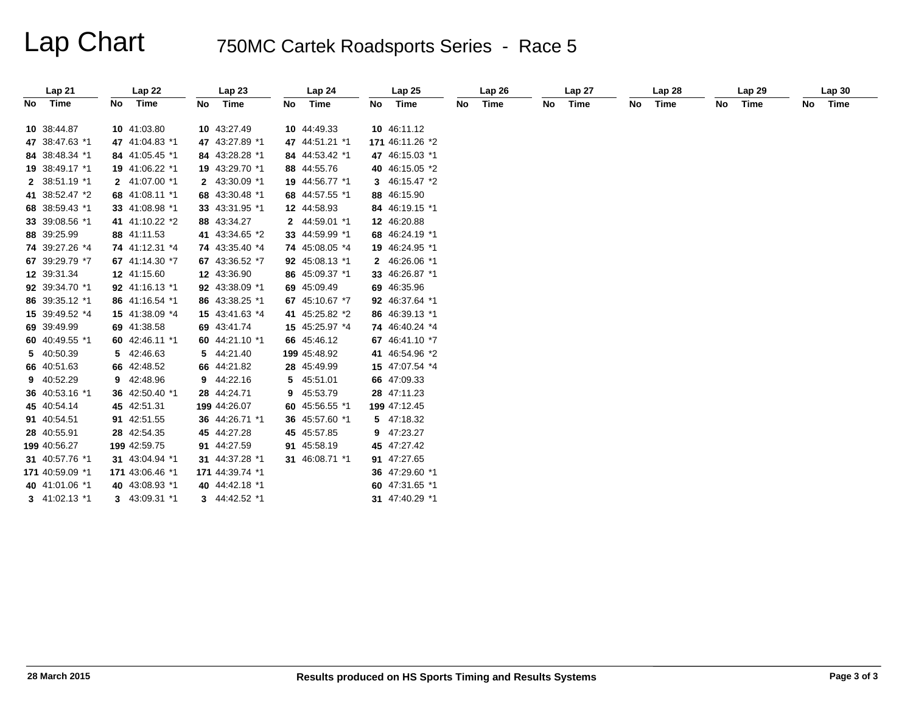# Lap Chart

## 750MC Cartek Roadsports Series - Race 5

| Lap 21 | | Lap 22 | | Lap 23 | | Lap 24 | | Lap 25 | | Lap 26 | | Lap 27 | | Lap 28 | | Lap 29 | | Lap 30 | |
|---|---|---|---|---|---|---|---|---|---|---|---|---|---|---|---|---|---|---|---|
| No | Time | No | Time | No | Time | No | Time | No | Time | No | Time | No | Time | No | Time | No | Time | No | Time |
| 10 | 38:44.87 | 10 | 41:03.80 | 10 | 43:27.49 | 10 | 44:49.33 | 10 | 46:11.12 | | | | | | | | | | |
| 47 | 38:47.63 *1 | 47 | 41:04.83 *1 | 47 | 43:27.89 *1 | 47 | 44:51.21 *1 | 171 | 46:11.26 *2 | | | | | | | | | | |
| 84 | 38:48.34 *1 | 84 | 41:05.45 *1 | 84 | 43:28.28 *1 | 84 | 44:53.42 *1 | 47 | 46:15.03 *1 | | | | | | | | | | |
| 19 | 38:49.17 *1 | 19 | 41:06.22 *1 | 19 | 43:29.70 *1 | 88 | 44:55.76 | 40 | 46:15.05 *2 | | | | | | | | | | |
| 2 | 38:51.19 *1 | 2 | 41:07.00 *1 | 2 | 43:30.09 *1 | 19 | 44:56.77 *1 | 3 | 46:15.47 *2 | | | | | | | | | | |
| 41 | 38:52.47 *2 | 68 | 41:08.11 *1 | 68 | 43:30.48 *1 | 68 | 44:57.55 *1 | 88 | 46:15.90 | | | | | | | | | | |
| 68 | 38:59.43 *1 | 33 | 41:08.98 *1 | 33 | 43:31.95 *1 | 12 | 44:58.93 | 84 | 46:19.15 *1 | | | | | | | | | | |
| 33 | 39:08.56 *1 | 41 | 41:10.22 *2 | 88 | 43:34.27 | 2 | 44:59.01 *1 | 12 | 46:20.88 | | | | | | | | | | |
| 88 | 39:25.99 | 88 | 41:11.53 | 41 | 43:34.65 *2 | 33 | 44:59.99 *1 | 68 | 46:24.19 *1 | | | | | | | | | | |
| 74 | 39:27.26 *4 | 74 | 41:12.31 *4 | 74 | 43:35.40 *4 | 74 | 45:08.05 *4 | 19 | 46:24.95 *1 | | | | | | | | | | |
| 67 | 39:29.79 *7 | 67 | 41:14.30 *7 | 67 | 43:36.52 *7 | 92 | 45:08.13 *1 | 2 | 46:26.06 *1 | | | | | | | | | | |
| 12 | 39:31.34 | 12 | 41:15.60 | 12 | 43:36.90 | 86 | 45:09.37 *1 | 33 | 46:26.87 *1 | | | | | | | | | | |
| 92 | 39:34.70 *1 | 92 | 41:16.13 *1 | 92 | 43:38.09 *1 | 69 | 45:09.49 | 69 | 46:35.96 | | | | | | | | | | |
| 86 | 39:35.12 *1 | 86 | 41:16.54 *1 | 86 | 43:38.25 *1 | 67 | 45:10.67 *7 | 92 | 46:37.64 *1 | | | | | | | | | | |
| 15 | 39:49.52 *4 | 15 | 41:38.09 *4 | 15 | 43:41.63 *4 | 41 | 45:25.82 *2 | 86 | 46:39.13 *1 | | | | | | | | | | |
| 69 | 39:49.99 | 69 | 41:38.58 | 69 | 43:41.74 | 15 | 45:25.97 *4 | 74 | 46:40.24 *4 | | | | | | | | | | |
| 60 | 40:49.55 *1 | 60 | 42:46.11 *1 | 60 | 44:21.10 *1 | 66 | 45:46.12 | 67 | 46:41.10 *7 | | | | | | | | | | |
| 5 | 40:50.39 | 5 | 42:46.63 | 5 | 44:21.40 | 199 | 45:48.92 | 41 | 46:54.96 *2 | | | | | | | | | | |
| 66 | 40:51.63 | 66 | 42:48.52 | 66 | 44:21.82 | 28 | 45:49.99 | 15 | 47:07.54 *4 | | | | | | | | | | |
| 9 | 40:52.29 | 9 | 42:48.96 | 9 | 44:22.16 | 5 | 45:51.01 | 66 | 47:09.33 | | | | | | | | | | |
| 36 | 40:53.16 *1 | 36 | 42:50.40 *1 | 28 | 44:24.71 | 9 | 45:53.79 | 28 | 47:11.23 | | | | | | | | | | |
| 45 | 40:54.14 | 45 | 42:51.31 | 199 | 44:26.07 | 60 | 45:56.55 *1 | 199 | 47:12.45 | | | | | | | | | | |
| 91 | 40:54.51 | 91 | 42:51.55 | 36 | 44:26.71 *1 | 36 | 45:57.60 *1 | 5 | 47:18.32 | | | | | | | | | | |
| 28 | 40:55.91 | 28 | 42:54.35 | 45 | 44:27.28 | 45 | 45:57.85 | 9 | 47:23.27 | | | | | | | | | | |
| 199 | 40:56.27 | 199 | 42:59.75 | 91 | 44:27.59 | 91 | 45:58.19 | 45 | 47:27.42 | | | | | | | | | | |
| 31 | 40:57.76 *1 | 31 | 43:04.94 *1 | 31 | 44:37.28 *1 | 31 | 46:08.71 *1 | 91 | 47:27.65 | | | | | | | | | | |
| 171 | 40:59.09 *1 | 171 | 43:06.46 *1 | 171 | 44:39.74 *1 | | | 36 | 47:29.60 *1 | | | | | | | | | | |
| 40 | 41:01.06 *1 | 40 | 43:08.93 *1 | 40 | 44:42.18 *1 | | | 60 | 47:31.65 *1 | | | | | | | | | | |
| 3 | 41:02.13 *1 | 3 | 43:09.31 *1 | 3 | 44:42.52 *1 | | | 31 | 47:40.29 *1 | | | | | | | | | | |

28 March 2015

Results produced on HS Sports Timing and Results Systems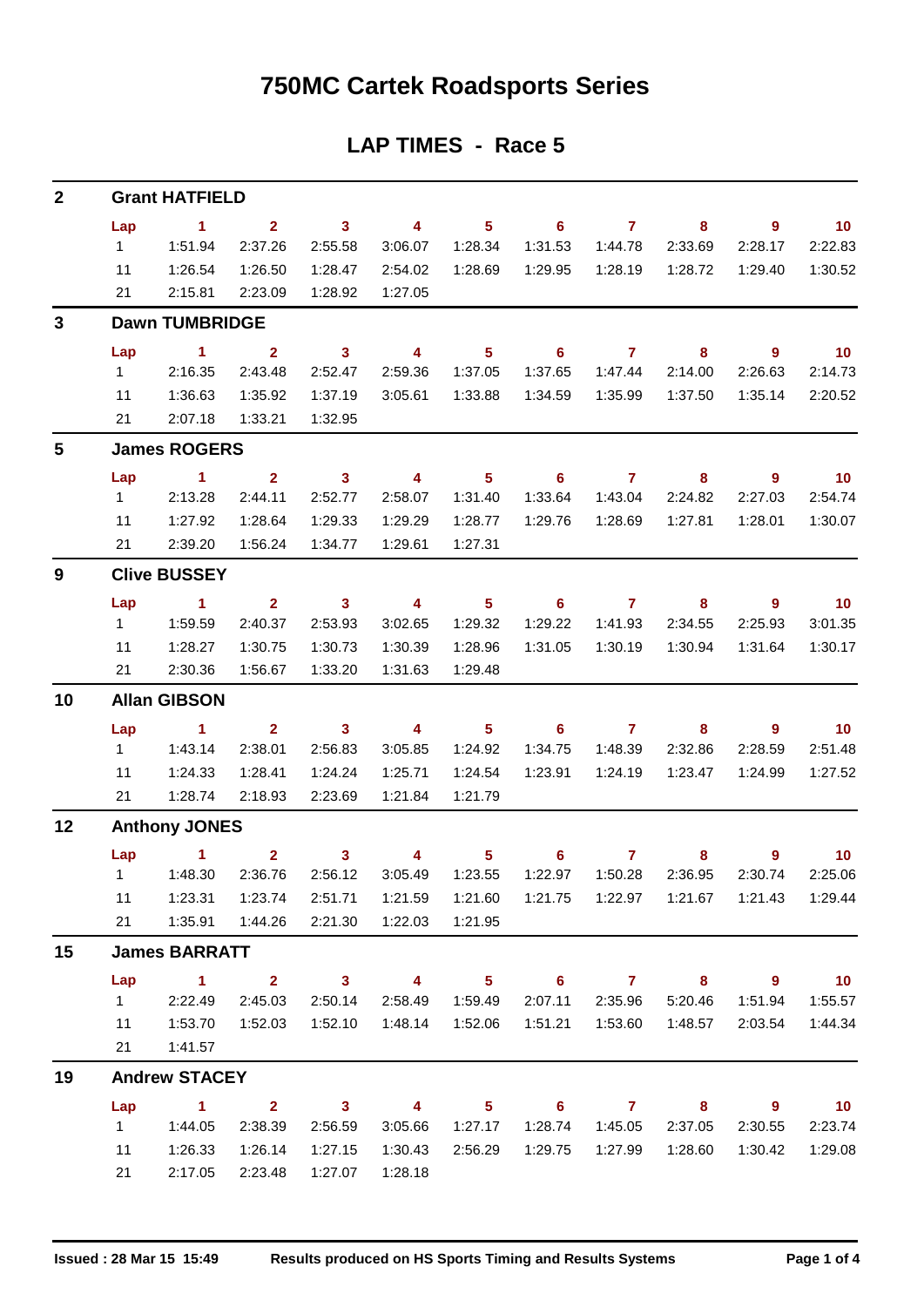# 750MC Cartek Roadsports Series

## LAP TIMES - Race 5

### 2 Grant HATFIELD

| Lap | 1 | 2 | 3 | 4 | 5 | 6 | 7 | 8 | 9 | 10 |
|---|---|---|---|---|---|---|---|---|---|---|
| 1 | 1:51.94 | 2:37.26 | 2:55.58 | 3:06.07 | 1:28.34 | 1:31.53 | 1:44.78 | 2:33.69 | 2:28.17 | 2:22.83 |
| 11 | 1:26.54 | 1:26.50 | 1:28.47 | 2:54.02 | 1:28.69 | 1:29.95 | 1:28.19 | 1:28.72 | 1:29.40 | 1:30.52 |
| 21 | 2:15.81 | 2:23.09 | 1:28.92 | 1:27.05 | | | | | | |

### 3 Dawn TUMBRIDGE

| Lap | 1 | 2 | 3 | 4 | 5 | 6 | 7 | 8 | 9 | 10 |
|---|---|---|---|---|---|---|---|---|---|---|
| 1 | 2:16.35 | 2:43.48 | 2:52.47 | 2:59.36 | 1:37.05 | 1:37.65 | 1:47.44 | 2:14.00 | 2:26.63 | 2:14.73 |
| 11 | 1:36.63 | 1:35.92 | 1:37.19 | 3:05.61 | 1:33.88 | 1:34.59 | 1:35.99 | 1:37.50 | 1:35.14 | 2:20.52 |
| 21 | 2:07.18 | 1:33.21 | 1:32.95 | | | | | | | |

### 5 James ROGERS

| Lap | 1 | 2 | 3 | 4 | 5 | 6 | 7 | 8 | 9 | 10 |
|---|---|---|---|---|---|---|---|---|---|---|
| 1 | 2:13.28 | 2:44.11 | 2:52.77 | 2:58.07 | 1:31.40 | 1:33.64 | 1:43.04 | 2:24.82 | 2:27.03 | 2:54.74 |
| 11 | 1:27.92 | 1:28.64 | 1:29.33 | 1:29.29 | 1:28.77 | 1:29.76 | 1:28.69 | 1:27.81 | 1:28.01 | 1:30.07 |
| 21 | 2:39.20 | 1:56.24 | 1:34.77 | 1:29.61 | 1:27.31 | | | | | |

### 9 Clive BUSSEY

| Lap | 1 | 2 | 3 | 4 | 5 | 6 | 7 | 8 | 9 | 10 |
|---|---|---|---|---|---|---|---|---|---|---|
| 1 | 1:59.59 | 2:40.37 | 2:53.93 | 3:02.65 | 1:29.32 | 1:29.22 | 1:41.93 | 2:34.55 | 2:25.93 | 3:01.35 |
| 11 | 1:28.27 | 1:30.75 | 1:30.73 | 1:30.39 | 1:28.96 | 1:31.05 | 1:30.19 | 1:30.94 | 1:31.64 | 1:30.17 |
| 21 | 2:30.36 | 1:56.67 | 1:33.20 | 1:31.63 | 1:29.48 | | | | | |

### 10 Allan GIBSON

| Lap | 1 | 2 | 3 | 4 | 5 | 6 | 7 | 8 | 9 | 10 |
|---|---|---|---|---|---|---|---|---|---|---|
| 1 | 1:43.14 | 2:38.01 | 2:56.83 | 3:05.85 | 1:24.92 | 1:34.75 | 1:48.39 | 2:32.86 | 2:28.59 | 2:51.48 |
| 11 | 1:24.33 | 1:28.41 | 1:24.24 | 1:25.71 | 1:24.54 | 1:23.91 | 1:24.19 | 1:23.47 | 1:24.99 | 1:27.52 |
| 21 | 1:28.74 | 2:18.93 | 2:23.69 | 1:21.84 | 1:21.79 | | | | | |

### 12 Anthony JONES

| Lap | 1 | 2 | 3 | 4 | 5 | 6 | 7 | 8 | 9 | 10 |
|---|---|---|---|---|---|---|---|---|---|---|
| 1 | 1:48.30 | 2:36.76 | 2:56.12 | 3:05.49 | 1:23.55 | 1:22.97 | 1:50.28 | 2:36.95 | 2:30.74 | 2:25.06 |
| 11 | 1:23.31 | 1:23.74 | 2:51.71 | 1:21.59 | 1:21.60 | 1:21.75 | 1:22.97 | 1:21.67 | 1:21.43 | 1:29.44 |
| 21 | 1:35.91 | 1:44.26 | 2:21.30 | 1:22.03 | 1:21.95 | | | | | |

### 15 James BARRATT

| Lap | 1 | 2 | 3 | 4 | 5 | 6 | 7 | 8 | 9 | 10 |
|---|---|---|---|---|---|---|---|---|---|---|
| 1 | 2:22.49 | 2:45.03 | 2:50.14 | 2:58.49 | 1:59.49 | 2:07.11 | 2:35.96 | 5:20.46 | 1:51.94 | 1:55.57 |
| 11 | 1:53.70 | 1:52.03 | 1:52.10 | 1:48.14 | 1:52.06 | 1:51.21 | 1:53.60 | 1:48.57 | 2:03.54 | 1:44.34 |
| 21 | 1:41.57 | | | | | | | | | |

### 19 Andrew STACEY

| Lap | 1 | 2 | 3 | 4 | 5 | 6 | 7 | 8 | 9 | 10 |
|---|---|---|---|---|---|---|---|---|---|---|
| 1 | 1:44.05 | 2:38.39 | 2:56.59 | 3:05.66 | 1:27.17 | 1:28.74 | 1:45.05 | 2:37.05 | 2:30.55 | 2:23.74 |
| 11 | 1:26.33 | 1:26.14 | 1:27.15 | 1:30.43 | 2:56.29 | 1:29.75 | 1:27.99 | 1:28.60 | 1:30.42 | 1:29.08 |
| 21 | 2:17.05 | 2:23.48 | 1:27.07 | 1:28.18 | | | | | | |

Issued : 28 Mar 15 15:49 Results produced on HS Sports Timing and Results Systems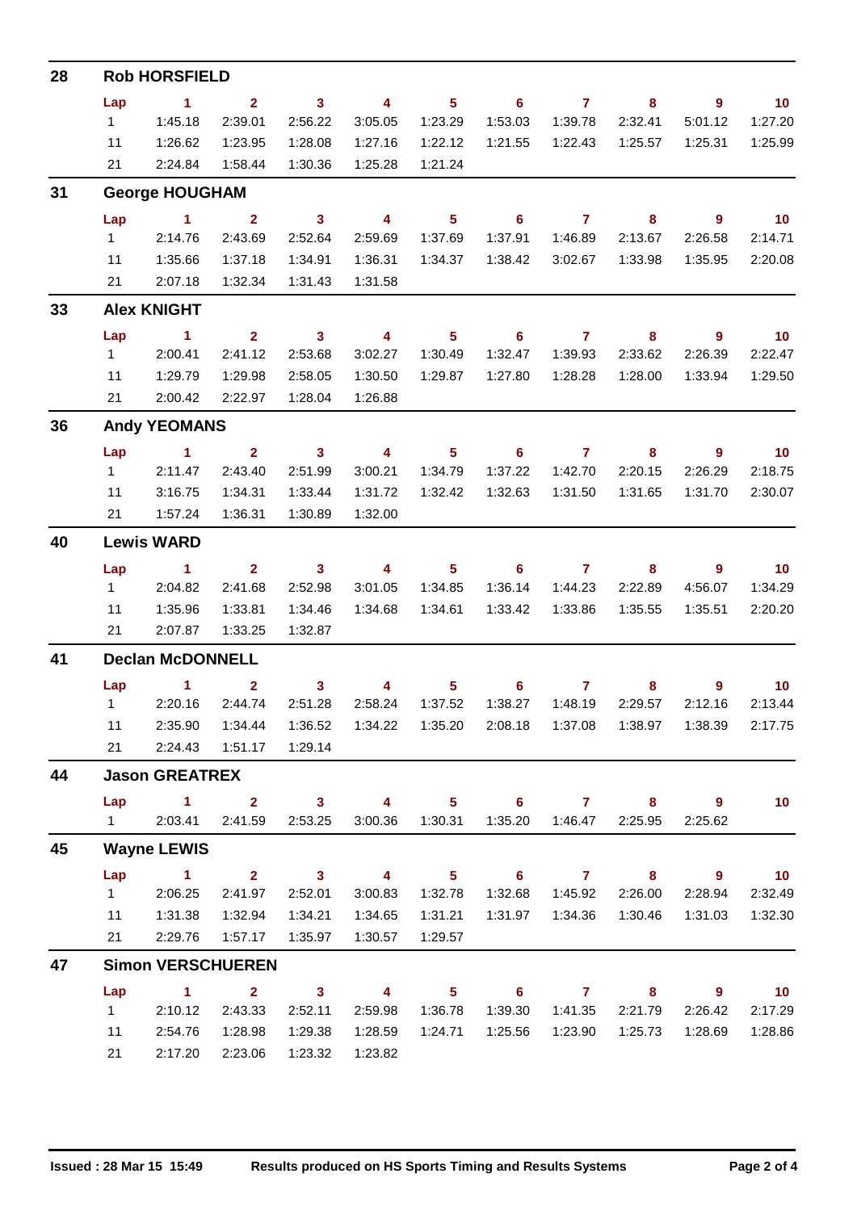## 28 Rob HORSFIELD

| Lap | 1 | 2 | 3 | 4 | 5 | 6 | 7 | 8 | 9 | 10 |
|---|---|---|---|---|---|---|---|---|---|---|
| 1 | 1:45.18 | 2:39.01 | 2:56.22 | 3:05.05 | 1:23.29 | 1:53.03 | 1:39.78 | 2:32.41 | 5:01.12 | 1:27.20 |
| 11 | 1:26.62 | 1:23.95 | 1:28.08 | 1:27.16 | 1:22.12 | 1:21.55 | 1:22.43 | 1:25.57 | 1:25.31 | 1:25.99 |
| 21 | 2:24.84 | 1:58.44 | 1:30.36 | 1:25.28 | 1:21.24 | | | | | |

## 31 George HOUGHAM

| Lap | 1 | 2 | 3 | 4 | 5 | 6 | 7 | 8 | 9 | 10 |
|---|---|---|---|---|---|---|---|---|---|---|
| 1 | 2:14.76 | 2:43.69 | 2:52.64 | 2:59.69 | 1:37.69 | 1:37.91 | 1:46.89 | 2:13.67 | 2:26.58 | 2:14.71 |
| 11 | 1:35.66 | 1:37.18 | 1:34.91 | 1:36.31 | 1:34.37 | 1:38.42 | 3:02.67 | 1:33.98 | 1:35.95 | 2:20.08 |
| 21 | 2:07.18 | 1:32.34 | 1:31.43 | 1:31.58 | | | | | | |

## 33 Alex KNIGHT

| Lap | 1 | 2 | 3 | 4 | 5 | 6 | 7 | 8 | 9 | 10 |
|---|---|---|---|---|---|---|---|---|---|---|
| 1 | 2:00.41 | 2:41.12 | 2:53.68 | 3:02.27 | 1:30.49 | 1:32.47 | 1:39.93 | 2:33.62 | 2:26.39 | 2:22.47 |
| 11 | 1:29.79 | 1:29.98 | 2:58.05 | 1:30.50 | 1:29.87 | 1:27.80 | 1:28.28 | 1:28.00 | 1:33.94 | 1:29.50 |
| 21 | 2:00.42 | 2:22.97 | 1:28.04 | 1:26.88 | | | | | | |

## 36 Andy YEOMANS

| Lap | 1 | 2 | 3 | 4 | 5 | 6 | 7 | 8 | 9 | 10 |
|---|---|---|---|---|---|---|---|---|---|---|
| 1 | 2:11.47 | 2:43.40 | 2:51.99 | 3:00.21 | 1:34.79 | 1:37.22 | 1:42.70 | 2:20.15 | 2:26.29 | 2:18.75 |
| 11 | 3:16.75 | 1:34.31 | 1:33.44 | 1:31.72 | 1:32.42 | 1:32.63 | 1:31.50 | 1:31.65 | 1:31.70 | 2:30.07 |
| 21 | 1:57.24 | 1:36.31 | 1:30.89 | 1:32.00 | | | | | | |

## 40 Lewis WARD

| Lap | 1 | 2 | 3 | 4 | 5 | 6 | 7 | 8 | 9 | 10 |
|---|---|---|---|---|---|---|---|---|---|---|
| 1 | 2:04.82 | 2:41.68 | 2:52.98 | 3:01.05 | 1:34.85 | 1:36.14 | 1:44.23 | 2:22.89 | 4:56.07 | 1:34.29 |
| 11 | 1:35.96 | 1:33.81 | 1:34.46 | 1:34.68 | 1:34.61 | 1:33.42 | 1:33.86 | 1:35.55 | 1:35.51 | 2:20.20 |
| 21 | 2:07.87 | 1:33.25 | 1:32.87 | | | | | | | |

## 41 Declan McDONNELL

| Lap | 1 | 2 | 3 | 4 | 5 | 6 | 7 | 8 | 9 | 10 |
|---|---|---|---|---|---|---|---|---|---|---|
| 1 | 2:20.16 | 2:44.74 | 2:51.28 | 2:58.24 | 1:37.52 | 1:38.27 | 1:48.19 | 2:29.57 | 2:12.16 | 2:13.44 |
| 11 | 2:35.90 | 1:34.44 | 1:36.52 | 1:34.22 | 1:35.20 | 2:08.18 | 1:37.08 | 1:38.97 | 1:38.39 | 2:17.75 |
| 21 | 2:24.43 | 1:51.17 | 1:29.14 | | | | | | | |

## 44 Jason GREATREX

| Lap | 1 | 2 | 3 | 4 | 5 | 6 | 7 | 8 | 9 | 10 |
|---|---|---|---|---|---|---|---|---|---|---|
| 1 | 2:03.41 | 2:41.59 | 2:53.25 | 3:00.36 | 1:30.31 | 1:35.20 | 1:46.47 | 2:25.95 | 2:25.62 | |

## 45 Wayne LEWIS

| Lap | 1 | 2 | 3 | 4 | 5 | 6 | 7 | 8 | 9 | 10 |
|---|---|---|---|---|---|---|---|---|---|---|
| 1 | 2:06.25 | 2:41.97 | 2:52.01 | 3:00.83 | 1:32.78 | 1:32.68 | 1:45.92 | 2:26.00 | 2:28.94 | 2:32.49 |
| 11 | 1:31.38 | 1:32.94 | 1:34.21 | 1:34.65 | 1:31.21 | 1:31.97 | 1:34.36 | 1:30.46 | 1:31.03 | 1:32.30 |
| 21 | 2:29.76 | 1:57.17 | 1:35.97 | 1:30.57 | 1:29.57 | | | | | |

## 47 Simon VERSCHUEREN

| Lap | 1 | 2 | 3 | 4 | 5 | 6 | 7 | 8 | 9 | 10 |
|---|---|---|---|---|---|---|---|---|---|---|
| 1 | 2:10.12 | 2:43.33 | 2:52.11 | 2:59.98 | 1:36.78 | 1:39.30 | 1:41.35 | 2:21.79 | 2:26.42 | 2:17.29 |
| 11 | 2:54.76 | 1:28.98 | 1:29.38 | 1:28.59 | 1:24.71 | 1:25.56 | 1:23.90 | 1:25.73 | 1:28.69 | 1:28.86 |
| 21 | 2:17.20 | 2:23.06 | 1:23.32 | 1:23.82 | | | | | | |

**Issued : 28 Mar 15 15:49** **Results produced on HS Sports Timing and Results Systems**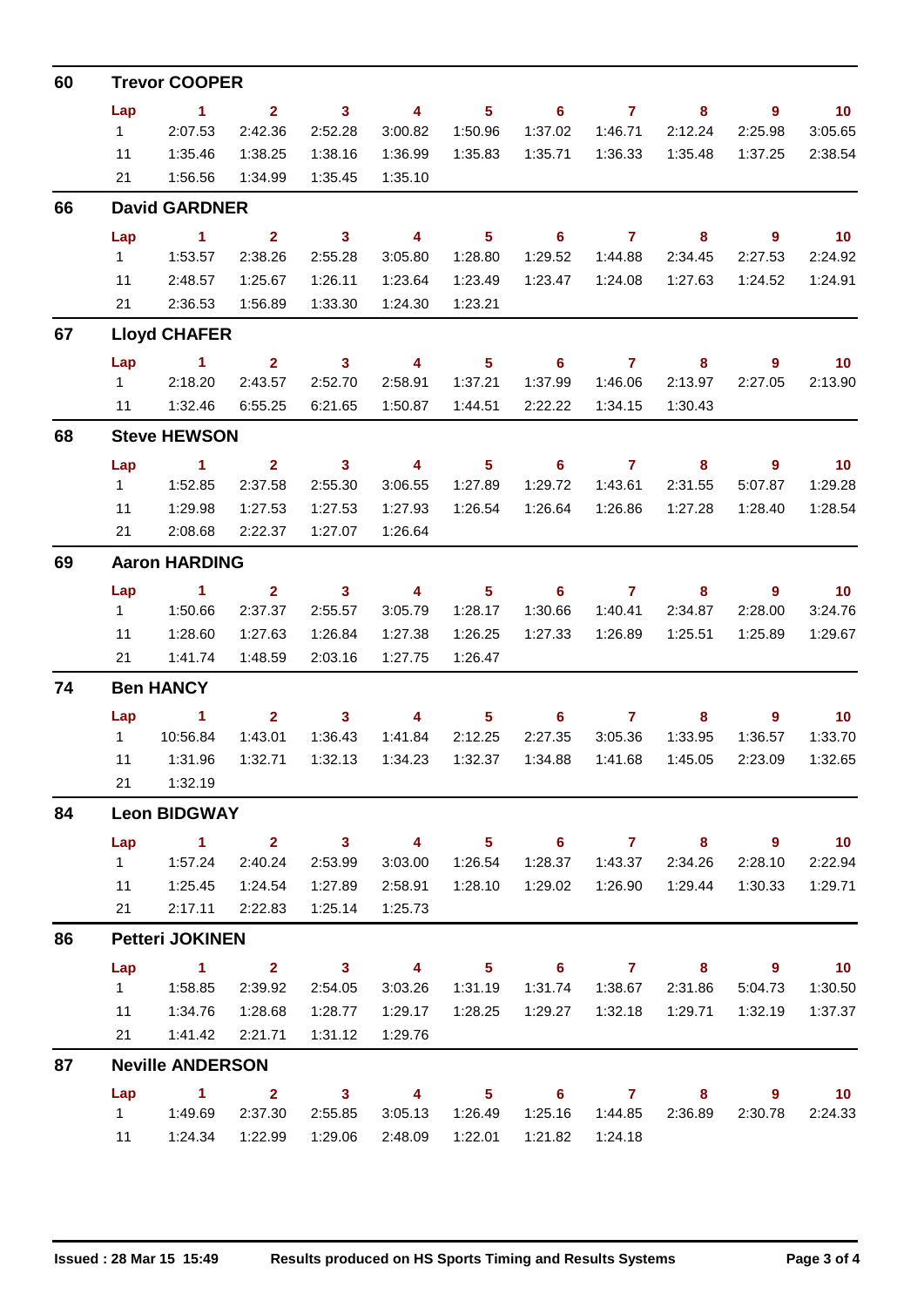## 60 Trevor COOPER

| Lap | 1 | 2 | 3 | 4 | 5 | 6 | 7 | 8 | 9 | 10 |
|---|---|---|---|---|---|---|---|---|---|---|
| 1 | 2:07.53 | 2:42.36 | 2:52.28 | 3:00.82 | 1:50.96 | 1:37.02 | 1:46.71 | 2:12.24 | 2:25.98 | 3:05.65 |
| 11 | 1:35.46 | 1:38.25 | 1:38.16 | 1:36.99 | 1:35.83 | 1:35.71 | 1:36.33 | 1:35.48 | 1:37.25 | 2:38.54 |
| 21 | 1:56.56 | 1:34.99 | 1:35.45 | 1:35.10 | | | | | | |

## 66 David GARDNER

| Lap | 1 | 2 | 3 | 4 | 5 | 6 | 7 | 8 | 9 | 10 |
|---|---|---|---|---|---|---|---|---|---|---|
| 1 | 1:53.57 | 2:38.26 | 2:55.28 | 3:05.80 | 1:28.80 | 1:29.52 | 1:44.88 | 2:34.45 | 2:27.53 | 2:24.92 |
| 11 | 2:48.57 | 1:25.67 | 1:26.11 | 1:23.64 | 1:23.49 | 1:23.47 | 1:24.08 | 1:27.63 | 1:24.52 | 1:24.91 |
| 21 | 2:36.53 | 1:56.89 | 1:33.30 | 1:24.30 | 1:23.21 | | | | | |

## 67 Lloyd CHAFER

| Lap | 1 | 2 | 3 | 4 | 5 | 6 | 7 | 8 | 9 | 10 |
|---|---|---|---|---|---|---|---|---|---|---|
| 1 | 2:18.20 | 2:43.57 | 2:52.70 | 2:58.91 | 1:37.21 | 1:37.99 | 1:46.06 | 2:13.97 | 2:27.05 | 2:13.90 |
| 11 | 1:32.46 | 6:55.25 | 6:21.65 | 1:50.87 | 1:44.51 | 2:22.22 | 1:34.15 | 1:30.43 | | |

## 68 Steve HEWSON

| Lap | 1 | 2 | 3 | 4 | 5 | 6 | 7 | 8 | 9 | 10 |
|---|---|---|---|---|---|---|---|---|---|---|
| 1 | 1:52.85 | 2:37.58 | 2:55.30 | 3:06.55 | 1:27.89 | 1:29.72 | 1:43.61 | 2:31.55 | 5:07.87 | 1:29.28 |
| 11 | 1:29.98 | 1:27.53 | 1:27.53 | 1:27.93 | 1:26.54 | 1:26.64 | 1:26.86 | 1:27.28 | 1:28.40 | 1:28.54 |
| 21 | 2:08.68 | 2:22.37 | 1:27.07 | 1:26.64 | | | | | | |

## 69 Aaron HARDING

| Lap | 1 | 2 | 3 | 4 | 5 | 6 | 7 | 8 | 9 | 10 |
|---|---|---|---|---|---|---|---|---|---|---|
| 1 | 1:50.66 | 2:37.37 | 2:55.57 | 3:05.79 | 1:28.17 | 1:30.66 | 1:40.41 | 2:34.87 | 2:28.00 | 3:24.76 |
| 11 | 1:28.60 | 1:27.63 | 1:26.84 | 1:27.38 | 1:26.25 | 1:27.33 | 1:26.89 | 1:25.51 | 1:25.89 | 1:29.67 |
| 21 | 1:41.74 | 1:48.59 | 2:03.16 | 1:27.75 | 1:26.47 | | | | | |

## 74 Ben HANCY

| Lap | 1 | 2 | 3 | 4 | 5 | 6 | 7 | 8 | 9 | 10 |
|---|---|---|---|---|---|---|---|---|---|---|
| 1 | 10:56.84 | 1:43.01 | 1:36.43 | 1:41.84 | 2:12.25 | 2:27.35 | 3:05.36 | 1:33.95 | 1:36.57 | 1:33.70 |
| 11 | 1:31.96 | 1:32.71 | 1:32.13 | 1:34.23 | 1:32.37 | 1:34.88 | 1:41.68 | 1:45.05 | 2:23.09 | 1:32.65 |
| 21 | 1:32.19 | | | | | | | | | |

## 84 Leon BIDGWAY

| Lap | 1 | 2 | 3 | 4 | 5 | 6 | 7 | 8 | 9 | 10 |
|---|---|---|---|---|---|---|---|---|---|---|
| 1 | 1:57.24 | 2:40.24 | 2:53.99 | 3:03.00 | 1:26.54 | 1:28.37 | 1:43.37 | 2:34.26 | 2:28.10 | 2:22.94 |
| 11 | 1:25.45 | 1:24.54 | 1:27.89 | 2:58.91 | 1:28.10 | 1:29.02 | 1:26.90 | 1:29.44 | 1:30.33 | 1:29.71 |
| 21 | 2:17.11 | 2:22.83 | 1:25.14 | 1:25.73 | | | | | | |

## 86 Petteri JOKINEN

| Lap | 1 | 2 | 3 | 4 | 5 | 6 | 7 | 8 | 9 | 10 |
|---|---|---|---|---|---|---|---|---|---|---|
| 1 | 1:58.85 | 2:39.92 | 2:54.05 | 3:03.26 | 1:31.19 | 1:31.74 | 1:38.67 | 2:31.86 | 5:04.73 | 1:30.50 |
| 11 | 1:34.76 | 1:28.68 | 1:28.77 | 1:29.17 | 1:28.25 | 1:29.27 | 1:32.18 | 1:29.71 | 1:32.19 | 1:37.37 |
| 21 | 1:41.42 | 2:21.71 | 1:31.12 | 1:29.76 | | | | | | |

## 87 Neville ANDERSON

| Lap | 1 | 2 | 3 | 4 | 5 | 6 | 7 | 8 | 9 | 10 |
|---|---|---|---|---|---|---|---|---|---|---|
| 1 | 1:49.69 | 2:37.30 | 2:55.85 | 3:05.13 | 1:26.49 | 1:25.16 | 1:44.85 | 2:36.89 | 2:30.78 | 2:24.33 |
| 11 | 1:24.34 | 1:22.99 | 1:29.06 | 2:48.09 | 1:22.01 | 1:21.82 | 1:24.18 | | | |

Issued : 28 Mar 15 15:49 Results produced on HS Sports Timing and Results Systems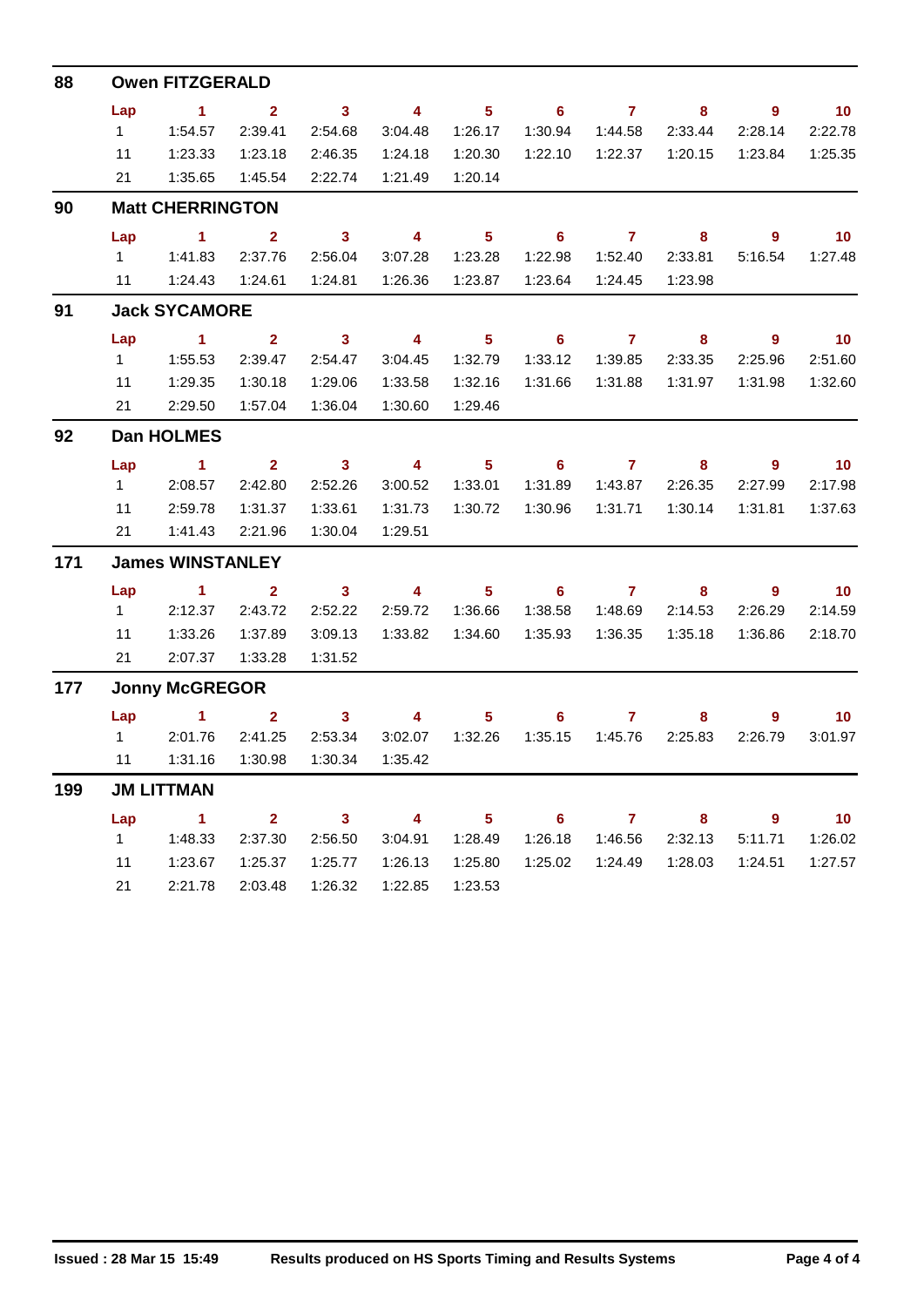## 88 Owen FITZGERALD

| Lap | 1 | 2 | 3 | 4 | 5 | 6 | 7 | 8 | 9 | 10 |
|---|---|---|---|---|---|---|---|---|---|---|
| 1 | 1:54.57 | 2:39.41 | 2:54.68 | 3:04.48 | 1:26.17 | 1:30.94 | 1:44.58 | 2:33.44 | 2:28.14 | 2:22.78 |
| 11 | 1:23.33 | 1:23.18 | 2:46.35 | 1:24.18 | 1:20.30 | 1:22.10 | 1:22.37 | 1:20.15 | 1:23.84 | 1:25.35 |
| 21 | 1:35.65 | 1:45.54 | 2:22.74 | 1:21.49 | 1:20.14 | | | | | |

## 90 Matt CHERRINGTON

| Lap | 1 | 2 | 3 | 4 | 5 | 6 | 7 | 8 | 9 | 10 |
|---|---|---|---|---|---|---|---|---|---|---|
| 1 | 1:41.83 | 2:37.76 | 2:56.04 | 3:07.28 | 1:23.28 | 1:22.98 | 1:52.40 | 2:33.81 | 5:16.54 | 1:27.48 |
| 11 | 1:24.43 | 1:24.61 | 1:24.81 | 1:26.36 | 1:23.87 | 1:23.64 | 1:24.45 | 1:23.98 | | |

## 91 Jack SYCAMORE

| Lap | 1 | 2 | 3 | 4 | 5 | 6 | 7 | 8 | 9 | 10 |
|---|---|---|---|---|---|---|---|---|---|---|
| 1 | 1:55.53 | 2:39.47 | 2:54.47 | 3:04.45 | 1:32.79 | 1:33.12 | 1:39.85 | 2:33.35 | 2:25.96 | 2:51.60 |
| 11 | 1:29.35 | 1:30.18 | 1:29.06 | 1:33.58 | 1:32.16 | 1:31.66 | 1:31.88 | 1:31.97 | 1:31.98 | 1:32.60 |
| 21 | 2:29.50 | 1:57.04 | 1:36.04 | 1:30.60 | 1:29.46 | | | | | |

## 92 Dan HOLMES

| Lap | 1 | 2 | 3 | 4 | 5 | 6 | 7 | 8 | 9 | 10 |
|---|---|---|---|---|---|---|---|---|---|---|
| 1 | 2:08.57 | 2:42.80 | 2:52.26 | 3:00.52 | 1:33.01 | 1:31.89 | 1:43.87 | 2:26.35 | 2:27.99 | 2:17.98 |
| 11 | 2:59.78 | 1:31.37 | 1:33.61 | 1:31.73 | 1:30.72 | 1:30.96 | 1:31.71 | 1:30.14 | 1:31.81 | 1:37.63 |
| 21 | 1:41.43 | 2:21.96 | 1:30.04 | 1:29.51 | | | | | | |

## 171 James WINSTANLEY

| Lap | 1 | 2 | 3 | 4 | 5 | 6 | 7 | 8 | 9 | 10 |
|---|---|---|---|---|---|---|---|---|---|---|
| 1 | 2:12.37 | 2:43.72 | 2:52.22 | 2:59.72 | 1:36.66 | 1:38.58 | 1:48.69 | 2:14.53 | 2:26.29 | 2:14.59 |
| 11 | 1:33.26 | 1:37.89 | 3:09.13 | 1:33.82 | 1:34.60 | 1:35.93 | 1:36.35 | 1:35.18 | 1:36.86 | 2:18.70 |
| 21 | 2:07.37 | 1:33.28 | 1:31.52 | | | | | | | |

## 177 Jonny McGREGOR

| Lap | 1 | 2 | 3 | 4 | 5 | 6 | 7 | 8 | 9 | 10 |
|---|---|---|---|---|---|---|---|---|---|---|
| 1 | 2:01.76 | 2:41.25 | 2:53.34 | 3:02.07 | 1:32.26 | 1:35.15 | 1:45.76 | 2:25.83 | 2:26.79 | 3:01.97 |
| 11 | 1:31.16 | 1:30.98 | 1:30.34 | 1:35.42 | | | | | | |

## 199 JM LITTMAN

| Lap | 1 | 2 | 3 | 4 | 5 | 6 | 7 | 8 | 9 | 10 |
|---|---|---|---|---|---|---|---|---|---|---|
| 1 | 1:48.33 | 2:37.30 | 2:56.50 | 3:04.91 | 1:28.49 | 1:26.18 | 1:46.56 | 2:32.13 | 5:11.71 | 1:26.02 |
| 11 | 1:23.67 | 1:25.37 | 1:25.77 | 1:26.13 | 1:25.80 | 1:25.02 | 1:24.49 | 1:28.03 | 1:24.51 | 1:27.57 |
| 21 | 2:21.78 | 2:03.48 | 1:26.32 | 1:22.85 | 1:23.53 | | | | | |

**Issued : 28 Mar 15 15:49** **Results produced on HS Sports Timing and Results Systems**